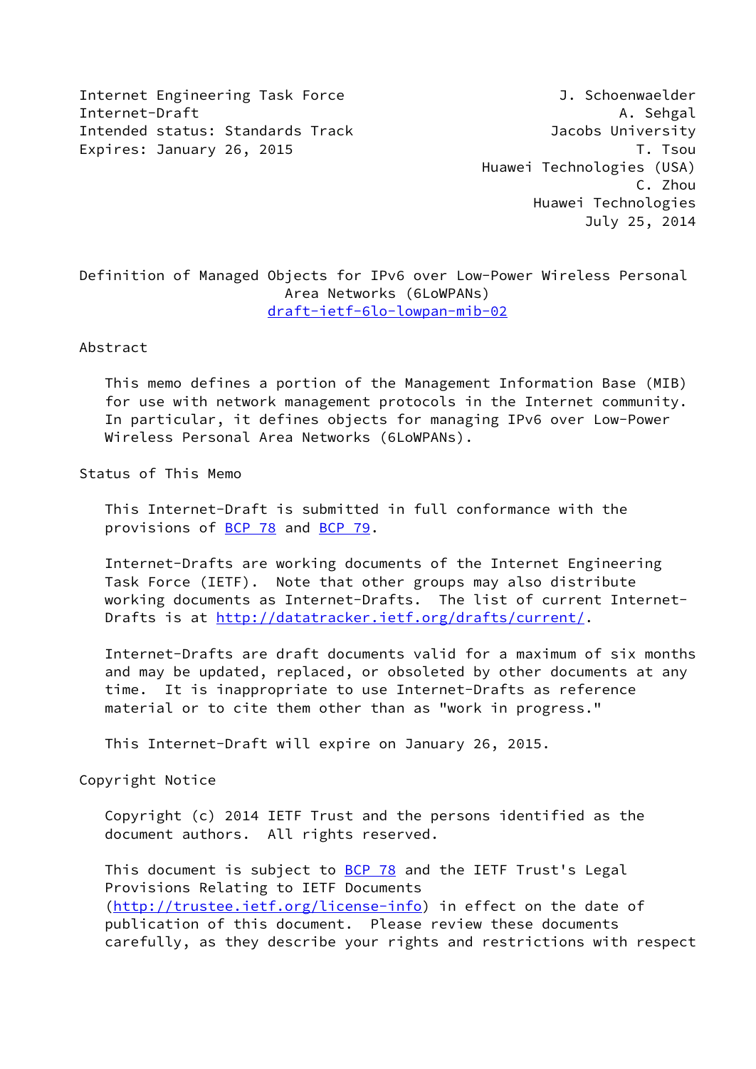Internet Engineering Task Force J. Schoenwaelder
Internet-Draft A. Sehgal
Intended status: Standards Track Jacobs University
Expires: January 26, 2015 T. Tsou
Huawei Technologies (USA)
C. Zhou
Huawei Technologies
July 25, 2014

# Definition of Managed Objects for IPv6 over Low-Power Wireless Personal Area Networks (6LoWPANs)

draft-ietf-6lo-lowpan-mib-02

## Abstract

This memo defines a portion of the Management Information Base (MIB) for use with network management protocols in the Internet community. In particular, it defines objects for managing IPv6 over Low-Power Wireless Personal Area Networks (6LoWPANs).

## Status of This Memo

This Internet-Draft is submitted in full conformance with the provisions of BCP 78 and BCP 79.

Internet-Drafts are working documents of the Internet Engineering Task Force (IETF). Note that other groups may also distribute working documents as Internet-Drafts. The list of current Internet-Drafts is at http://datatracker.ietf.org/drafts/current/.

Internet-Drafts are draft documents valid for a maximum of six months and may be updated, replaced, or obsoleted by other documents at any time. It is inappropriate to use Internet-Drafts as reference material or to cite them other than as "work in progress."

This Internet-Draft will expire on January 26, 2015.

## Copyright Notice

Copyright (c) 2014 IETF Trust and the persons identified as the document authors. All rights reserved.

This document is subject to BCP 78 and the IETF Trust's Legal Provisions Relating to IETF Documents (http://trustee.ietf.org/license-info) in effect on the date of publication of this document. Please review these documents carefully, as they describe your rights and restrictions with respect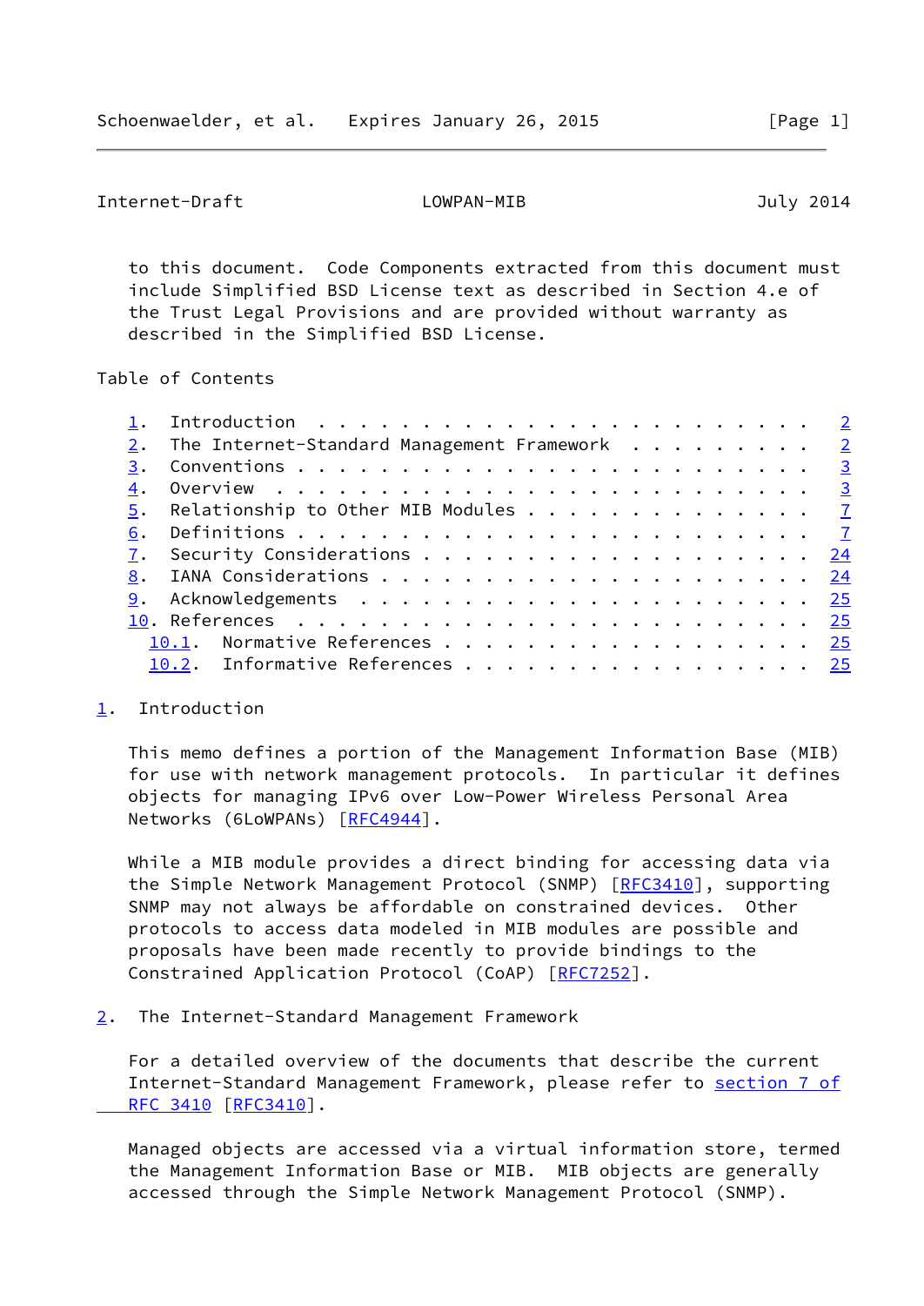to this document. Code Components extracted from this document must include Simplified BSD License text as described in Section 4.e of the Trust Legal Provisions and are provided without warranty as described in the Simplified BSD License.

Table of Contents

1. Introduction . . . . . . . . . . . . . . . . . . . . . . . . 2
2. The Internet-Standard Management Framework . . . . . . . . . 2
3. Conventions . . . . . . . . . . . . . . . . . . . . . . . . . 3
4. Overview . . . . . . . . . . . . . . . . . . . . . . . . . . 3
5. Relationship to Other MIB Modules . . . . . . . . . . . . . . 7
6. Definitions . . . . . . . . . . . . . . . . . . . . . . . . . 7
7. Security Considerations . . . . . . . . . . . . . . . . . . . 24
8. IANA Considerations . . . . . . . . . . . . . . . . . . . . . 24
9. Acknowledgements . . . . . . . . . . . . . . . . . . . . . . 25
10. References . . . . . . . . . . . . . . . . . . . . . . . . . 25
   10.1. Normative References . . . . . . . . . . . . . . . . . . 25
   10.2. Informative References . . . . . . . . . . . . . . . . . 25

## 1. Introduction

This memo defines a portion of the Management Information Base (MIB) for use with network management protocols. In particular it defines objects for managing IPv6 over Low-Power Wireless Personal Area Networks (6LoWPANs) [RFC4944].

While a MIB module provides a direct binding for accessing data via the Simple Network Management Protocol (SNMP) [RFC3410], supporting SNMP may not always be affordable on constrained devices. Other protocols to access data modeled in MIB modules are possible and proposals have been made recently to provide bindings to the Constrained Application Protocol (CoAP) [RFC7252].

## 2. The Internet-Standard Management Framework

For a detailed overview of the documents that describe the current Internet-Standard Management Framework, please refer to section 7 of RFC 3410 [RFC3410].

Managed objects are accessed via a virtual information store, termed the Management Information Base or MIB. MIB objects are generally accessed through the Simple Network Management Protocol (SNMP).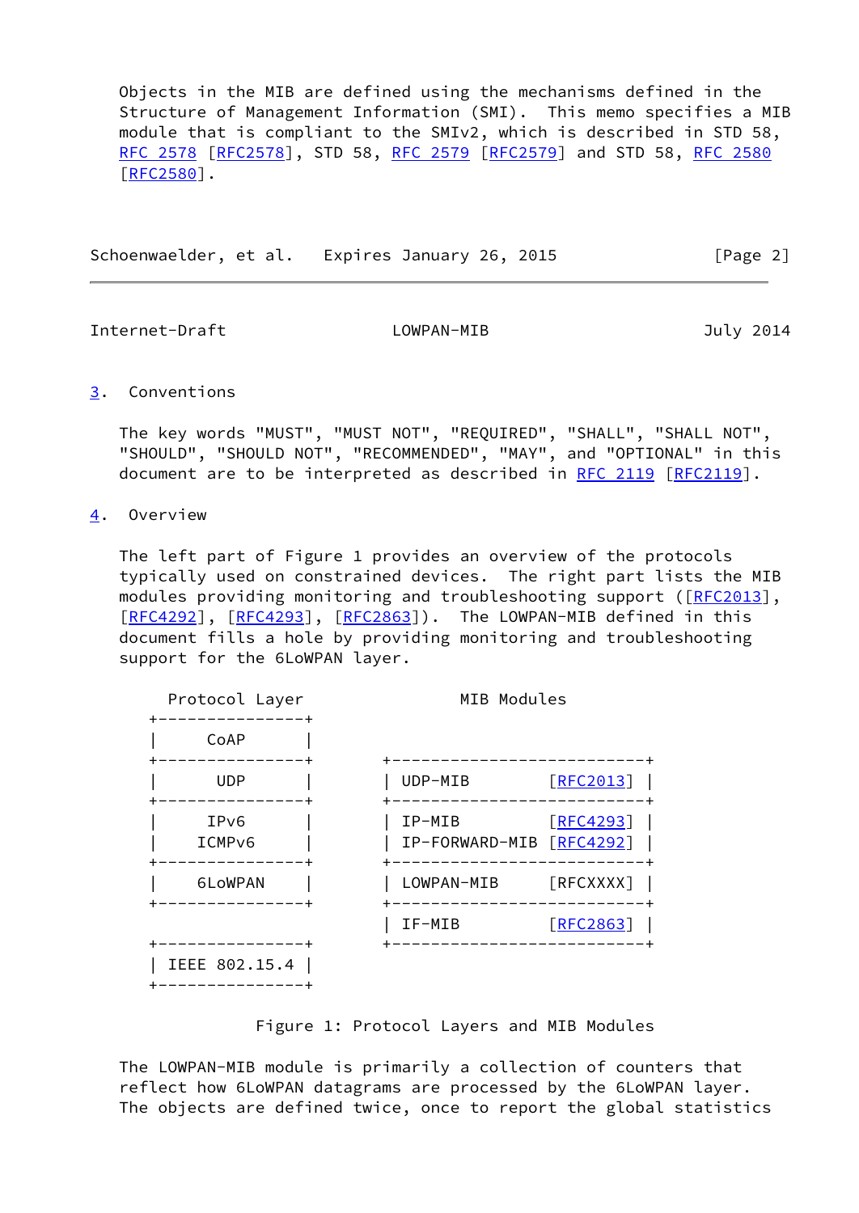Objects in the MIB are defined using the mechanisms defined in the Structure of Management Information (SMI). This memo specifies a MIB module that is compliant to the SMIv2, which is described in STD 58, RFC 2578 [RFC2578], STD 58, RFC 2579 [RFC2579] and STD 58, RFC 2580 [RFC2580].

## 3. Conventions

The key words "MUST", "MUST NOT", "REQUIRED", "SHALL", "SHALL NOT", "SHOULD", "SHOULD NOT", "RECOMMENDED", "MAY", and "OPTIONAL" in this document are to be interpreted as described in RFC 2119 [RFC2119].

## 4. Overview

The left part of Figure 1 provides an overview of the protocols typically used on constrained devices. The right part lists the MIB modules providing monitoring and troubleshooting support ([RFC2013], [RFC4292], [RFC4293], [RFC2863]). The LOWPAN-MIB defined in this document fills a hole by providing monitoring and troubleshooting support for the 6LoWPAN layer.

```
   Protocol Layer                  MIB Modules
 +----------------+
 |      CoAP      |
 +----------------+          +--------------------------+
 |       UDP      |          | UDP-MIB        [RFC2013] |
 +----------------+          +--------------------------+
 |      IPv6      |          | IP-MIB         [RFC4293] |
 |     ICMPv6     |          | IP-FORWARD-MIB [RFC4292] |
 +----------------+          +--------------------------+
 |     6LoWPAN    |          | LOWPAN-MIB     [RFCXXXX] |
 +----------------+          +--------------------------+
                             | IF-MIB         [RFC2863] |
 +----------------+          +--------------------------+
 | IEEE 802.15.4  |
 +----------------+
```

Figure 1: Protocol Layers and MIB Modules

The LOWPAN-MIB module is primarily a collection of counters that reflect how 6LoWPAN datagrams are processed by the 6LoWPAN layer. The objects are defined twice, once to report the global statistics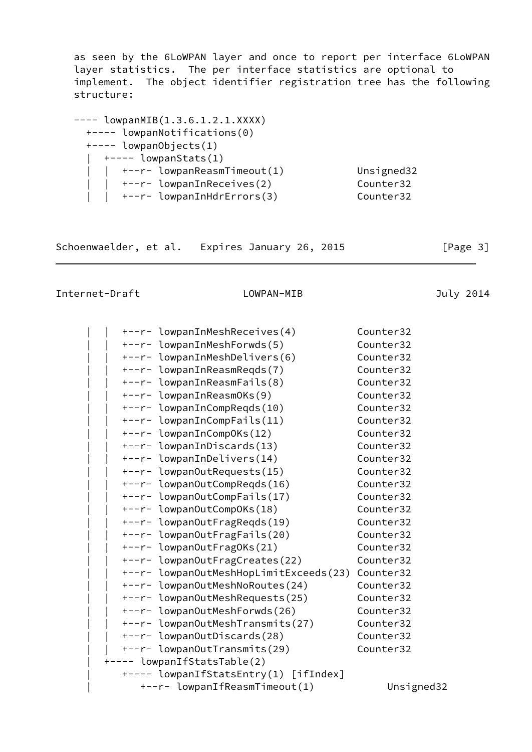as seen by the 6LoWPAN layer and once to report per interface 6LoWPAN layer statistics. The per interface statistics are optional to implement. The object identifier registration tree has the following structure:

```
---- lowpanMIB(1.3.6.1.2.1.XXXX)
  +---- lowpanNotifications(0)
  +---- lowpanObjects(1)
  |  +---- lowpanStats(1)
  |  |  +--r- lowpanReasmTimeout(1)          Unsigned32
  |  |  +--r- lowpanInReceives(2)            Counter32
  |  |  +--r- lowpanInHdrErrors(3)           Counter32
  |  |  +--r- lowpanInMeshReceives(4)        Counter32
  |  |  +--r- lowpanInMeshForwds(5)          Counter32
  |  |  +--r- lowpanInMeshDelivers(6)        Counter32
  |  |  +--r- lowpanInReasmReqds(7)          Counter32
  |  |  +--r- lowpanInReasmFails(8)          Counter32
  |  |  +--r- lowpanInReasmOKs(9)            Counter32
  |  |  +--r- lowpanInCompReqds(10)          Counter32
  |  |  +--r- lowpanInCompFails(11)          Counter32
  |  |  +--r- lowpanInCompOKs(12)            Counter32
  |  |  +--r- lowpanInDiscards(13)           Counter32
  |  |  +--r- lowpanInDelivers(14)           Counter32
  |  |  +--r- lowpanOutRequests(15)          Counter32
  |  |  +--r- lowpanOutCompReqds(16)         Counter32
  |  |  +--r- lowpanOutCompFails(17)         Counter32
  |  |  +--r- lowpanOutCompOKs(18)           Counter32
  |  |  +--r- lowpanOutFragReqds(19)         Counter32
  |  |  +--r- lowpanOutFragFails(20)         Counter32
  |  |  +--r- lowpanOutFragOKs(21)           Counter32
  |  |  +--r- lowpanOutFragCreates(22)       Counter32
  |  |  +--r- lowpanOutMeshHopLimitExceeds(23) Counter32
  |  |  +--r- lowpanOutMeshNoRoutes(24)      Counter32
  |  |  +--r- lowpanOutMeshRequests(25)      Counter32
  |  |  +--r- lowpanOutMeshForwds(26)        Counter32
  |  |  +--r- lowpanOutMeshTransmits(27)     Counter32
  |  |  +--r- lowpanOutDiscards(28)          Counter32
  |  |  +--r- lowpanOutTransmits(29)         Counter32
  |  +---- lowpanIfStatsTable(2)
  |     +---- lowpanIfStatsEntry(1) [ifIndex]
  |        +--r- lowpanIfReasmTimeout(1)          Unsigned32
```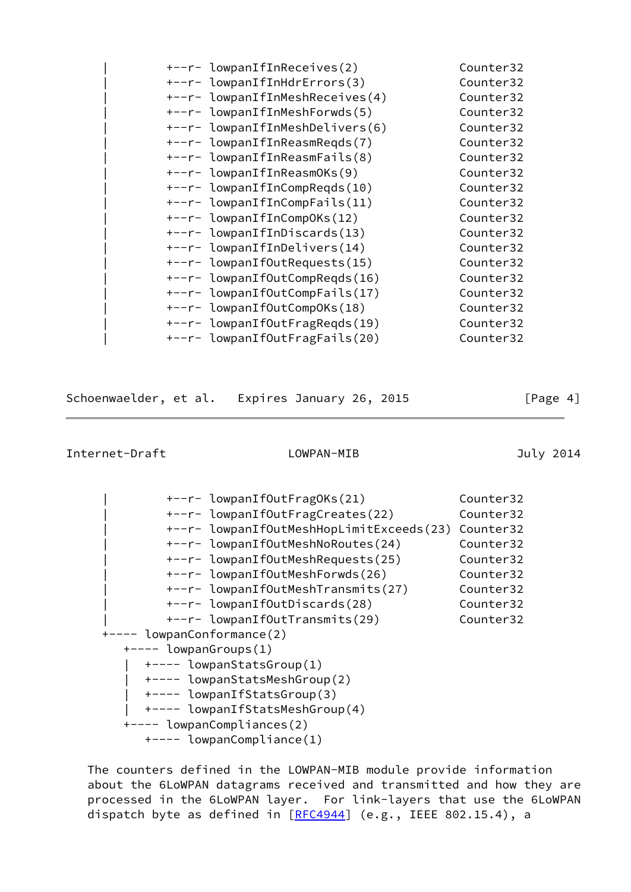```
      |         +--r- lowpanIfInReceives(2)            Counter32
      |         +--r- lowpanIfInHdrErrors(3)           Counter32
      |         +--r- lowpanIfInMeshReceives(4)        Counter32
      |         +--r- lowpanIfInMeshForwds(5)          Counter32
      |         +--r- lowpanIfInMeshDelivers(6)        Counter32
      |         +--r- lowpanIfInReasmReqds(7)          Counter32
      |         +--r- lowpanIfInReasmFails(8)          Counter32
      |         +--r- lowpanIfInReasmOKs(9)            Counter32
      |         +--r- lowpanIfInCompReqds(10)          Counter32
      |         +--r- lowpanIfInCompFails(11)          Counter32
      |         +--r- lowpanIfInCompOKs(12)            Counter32
      |         +--r- lowpanIfInDiscards(13)           Counter32
      |         +--r- lowpanIfInDelivers(14)           Counter32
      |         +--r- lowpanIfOutRequests(15)          Counter32
      |         +--r- lowpanIfOutCompReqds(16)         Counter32
      |         +--r- lowpanIfOutCompFails(17)         Counter32
      |         +--r- lowpanIfOutCompOKs(18)           Counter32
      |         +--r- lowpanIfOutFragReqds(19)         Counter32
      |         +--r- lowpanIfOutFragFails(20)         Counter32
      |         +--r- lowpanIfOutFragOKs(21)           Counter32
      |         +--r- lowpanIfOutFragCreates(22)       Counter32
      |         +--r- lowpanIfOutMeshHopLimitExceeds(23) Counter32
      |         +--r- lowpanIfOutMeshNoRoutes(24)      Counter32
      |         +--r- lowpanIfOutMeshRequests(25)      Counter32
      |         +--r- lowpanIfOutMeshForwds(26)        Counter32
      |         +--r- lowpanIfOutMeshTransmits(27)     Counter32
      |         +--r- lowpanIfOutDiscards(28)          Counter32
      |         +--r- lowpanIfOutTransmits(29)         Counter32
      +---- lowpanConformance(2)
         +---- lowpanGroups(1)
         |  +---- lowpanStatsGroup(1)
         |  +---- lowpanStatsMeshGroup(2)
         |  +---- lowpanIfStatsGroup(3)
         |  +---- lowpanIfStatsMeshGroup(4)
         +---- lowpanCompliances(2)
            +---- lowpanCompliance(1)
```

The counters defined in the LOWPAN-MIB module provide information about the 6LoWPAN datagrams received and transmitted and how they are processed in the 6LoWPAN layer. For link-layers that use the 6LoWPAN dispatch byte as defined in [RFC4944] (e.g., IEEE 802.15.4), a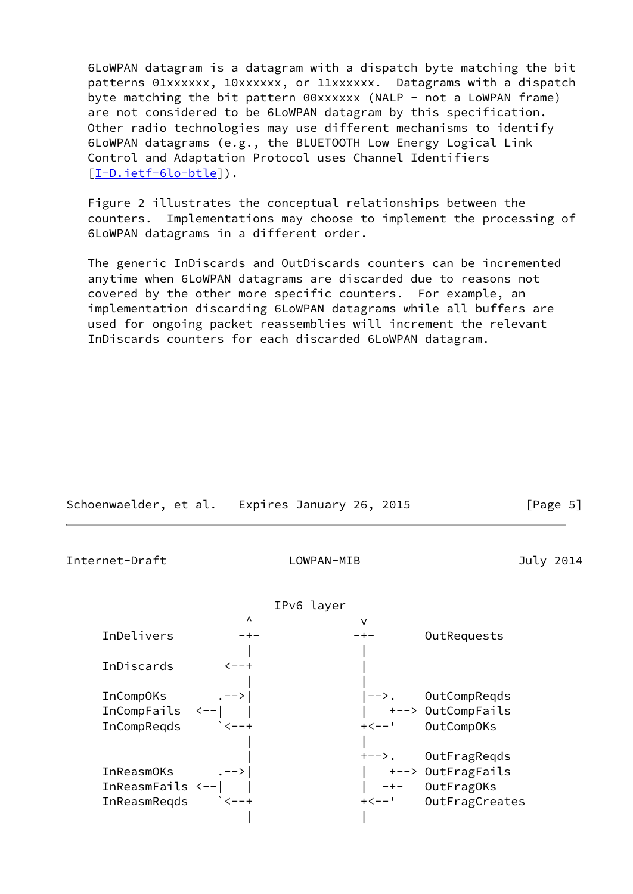6LoWPAN datagram is a datagram with a dispatch byte matching the bit patterns 01xxxxxx, 10xxxxxx, or 11xxxxxx. Datagrams with a dispatch byte matching the bit pattern 00xxxxxx (NALP - not a LoWPAN frame) are not considered to be 6LoWPAN datagram by this specification. Other radio technologies may use different mechanisms to identify 6LoWPAN datagrams (e.g., the BLUETOOTH Low Energy Logical Link Control and Adaptation Protocol uses Channel Identifiers [I-D.ietf-6lo-btle]).

Figure 2 illustrates the conceptual relationships between the counters. Implementations may choose to implement the processing of 6LoWPAN datagrams in a different order.

The generic InDiscards and OutDiscards counters can be incremented anytime when 6LoWPAN datagrams are discarded due to reasons not covered by the other more specific counters. For example, an implementation discarding 6LoWPAN datagrams while all buffers are used for ongoing packet reassemblies will increment the relevant InDiscards counters for each discarded 6LoWPAN datagram.

```
                         IPv6 layer
                     ^                v
    InDelivers      -+-              -+-      OutRequests
                     |                |
    InDiscards    <--+                |
                     |                |
    InCompOKs      .-->|              |-->.    OutCompReqds
    InCompFails <--|   |              |   +--> OutCompFails
    InCompReqds    `<--+              +<--'    OutCompOKs
                     |                |
                     |                +-->.    OutFragReqds
    InReasmOKs     .-->|              |   +--> OutFragFails
    InReasmFails <--|  |              |  -+-   OutFragOKs
    InReasmReqds   `<--+              +<--'    OutFragCreates
                     |                |
```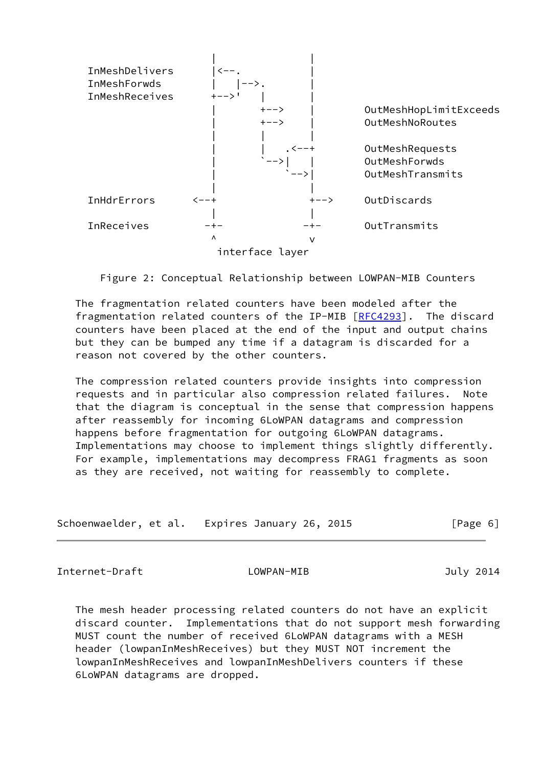```
                    |                |
InMeshDelivers      |<--.            |
InMeshForwds        |   |-->.        |
InMeshReceives      +-->'   |        |
                    |       +-->     |      OutMeshHopLimitExceeds
                    |       +-->     |      OutMeshNoRoutes
                    |       |        |
                    |       |   .<--+      OutMeshRequests
                    |       `-->|   |      OutMeshForwds
                    |           `-->|      OutMeshTransmits
                    |                |
InHdrErrors      <--+                +-->   OutDiscards
                    |                |
InReceives         -+-              -+-     OutTransmits
                    ^                v
                      interface layer
```

Figure 2: Conceptual Relationship between LOWPAN-MIB Counters

The fragmentation related counters have been modeled after the fragmentation related counters of the IP-MIB [RFC4293]. The discard counters have been placed at the end of the input and output chains but they can be bumped any time if a datagram is discarded for a reason not covered by the other counters.

The compression related counters provide insights into compression requests and in particular also compression related failures. Note that the diagram is conceptual in the sense that compression happens after reassembly for incoming 6LoWPAN datagrams and compression happens before fragmentation for outgoing 6LoWPAN datagrams. Implementations may choose to implement things slightly differently. For example, implementations may decompress FRAG1 fragments as soon as they are received, not waiting for reassembly to complete.

The mesh header processing related counters do not have an explicit discard counter. Implementations that do not support mesh forwarding MUST count the number of received 6LoWPAN datagrams with a MESH header (lowpanInMeshReceives) but they MUST NOT increment the lowpanInMeshReceives and lowpanInMeshDelivers counters if these 6LoWPAN datagrams are dropped.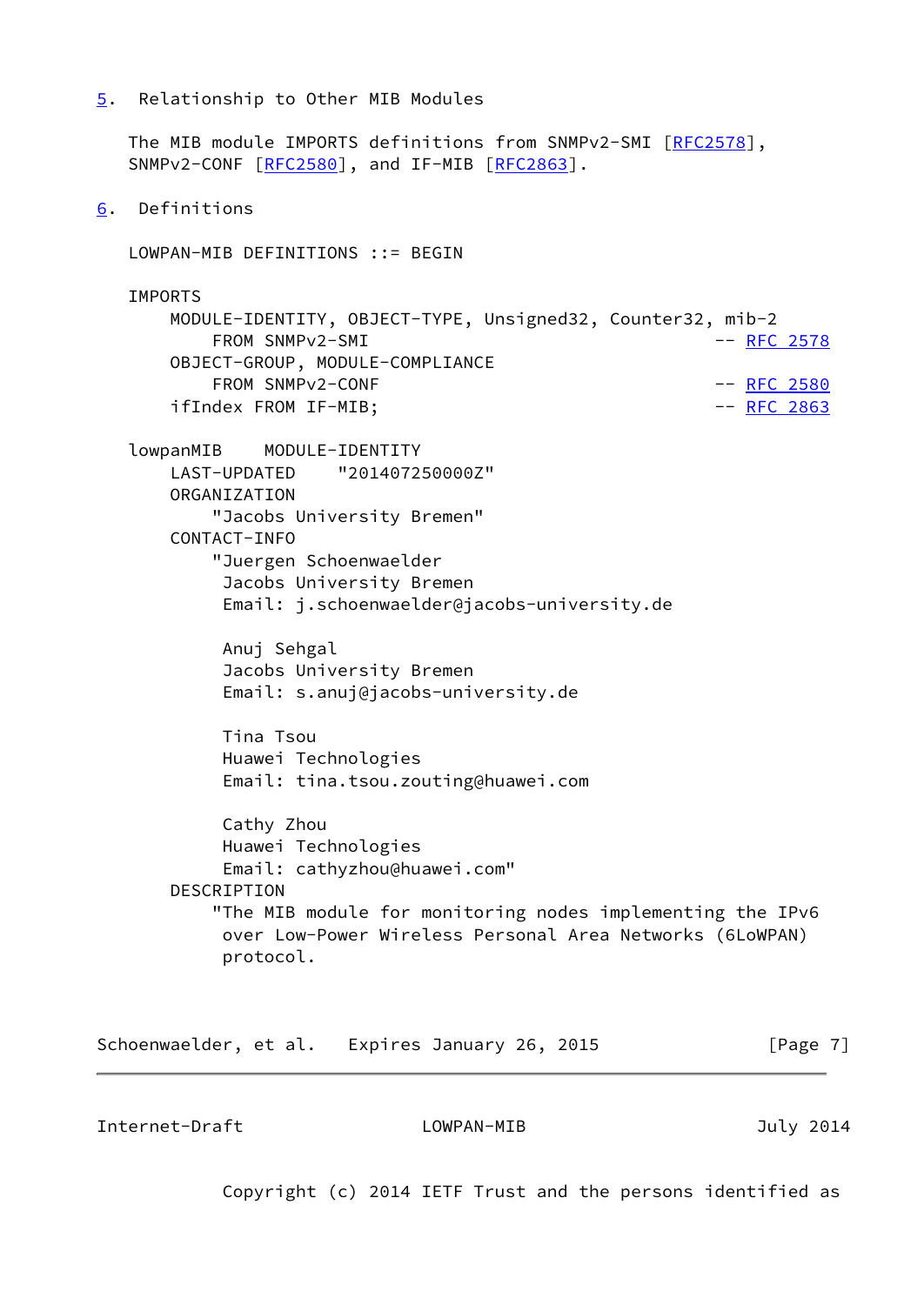## 5. Relationship to Other MIB Modules

The MIB module IMPORTS definitions from SNMPv2-SMI [RFC2578], SNMPv2-CONF [RFC2580], and IF-MIB [RFC2863].

## 6. Definitions

```
LOWPAN-MIB DEFINITIONS ::= BEGIN

IMPORTS
    MODULE-IDENTITY, OBJECT-TYPE, Unsigned32, Counter32, mib-2
        FROM SNMPv2-SMI                               -- RFC 2578
    OBJECT-GROUP, MODULE-COMPLIANCE
        FROM SNMPv2-CONF                              -- RFC 2580
    ifIndex FROM IF-MIB;                              -- RFC 2863

lowpanMIB    MODULE-IDENTITY
    LAST-UPDATED    "201407250000Z"
    ORGANIZATION
        "Jacobs University Bremen"
    CONTACT-INFO
        "Juergen Schoenwaelder
         Jacobs University Bremen
         Email: j.schoenwaelder@jacobs-university.de

         Anuj Sehgal
         Jacobs University Bremen
         Email: s.anuj@jacobs-university.de

         Tina Tsou
         Huawei Technologies
         Email: tina.tsou.zouting@huawei.com

         Cathy Zhou
         Huawei Technologies
         Email: cathyzhou@huawei.com"
    DESCRIPTION
        "The MIB module for monitoring nodes implementing the IPv6
         over Low-Power Wireless Personal Area Networks (6LoWPAN)
         protocol.

         Copyright (c) 2014 IETF Trust and the persons identified as
```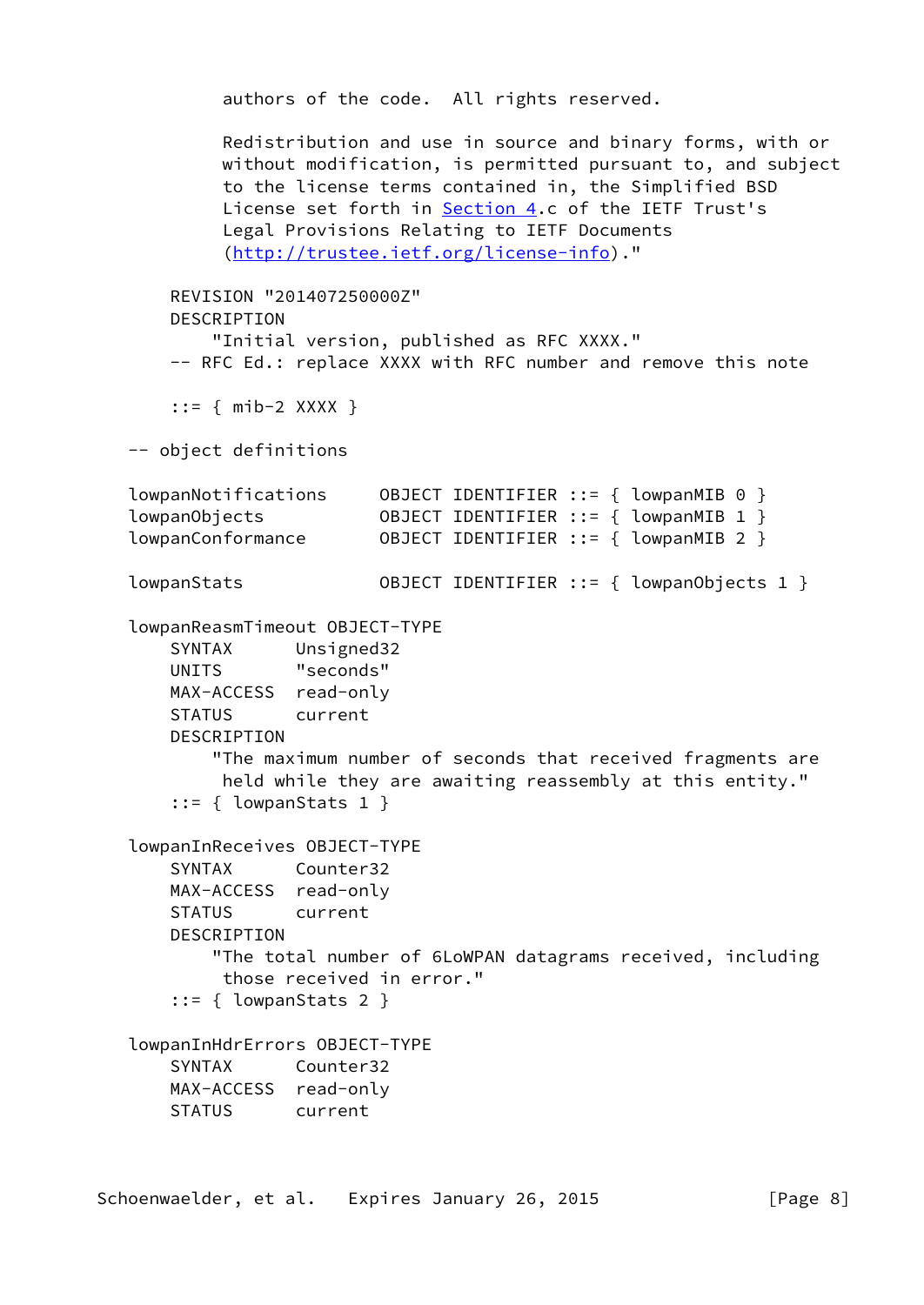```
           authors of the code.  All rights reserved.

           Redistribution and use in source and binary forms, with or
           without modification, is permitted pursuant to, and subject
           to the license terms contained in, the Simplified BSD
           License set forth in Section 4.c of the IETF Trust's
           Legal Provisions Relating to IETF Documents
           (http://trustee.ietf.org/license-info)."

       REVISION "201407250000Z"
       DESCRIPTION
           "Initial version, published as RFC XXXX."
       -- RFC Ed.: replace XXXX with RFC number and remove this note

       ::= { mib-2 XXXX }

   -- object definitions

   lowpanNotifications     OBJECT IDENTIFIER ::= { lowpanMIB 0 }
   lowpanObjects           OBJECT IDENTIFIER ::= { lowpanMIB 1 }
   lowpanConformance       OBJECT IDENTIFIER ::= { lowpanMIB 2 }

   lowpanStats             OBJECT IDENTIFIER ::= { lowpanObjects 1 }

   lowpanReasmTimeout OBJECT-TYPE
       SYNTAX      Unsigned32
       UNITS       "seconds"
       MAX-ACCESS  read-only
       STATUS      current
       DESCRIPTION
           "The maximum number of seconds that received fragments are
            held while they are awaiting reassembly at this entity."
       ::= { lowpanStats 1 }

   lowpanInReceives OBJECT-TYPE
       SYNTAX      Counter32
       MAX-ACCESS  read-only
       STATUS      current
       DESCRIPTION
           "The total number of 6LoWPAN datagrams received, including
            those received in error."
       ::= { lowpanStats 2 }

   lowpanInHdrErrors OBJECT-TYPE
       SYNTAX      Counter32
       MAX-ACCESS  read-only
       STATUS      current
```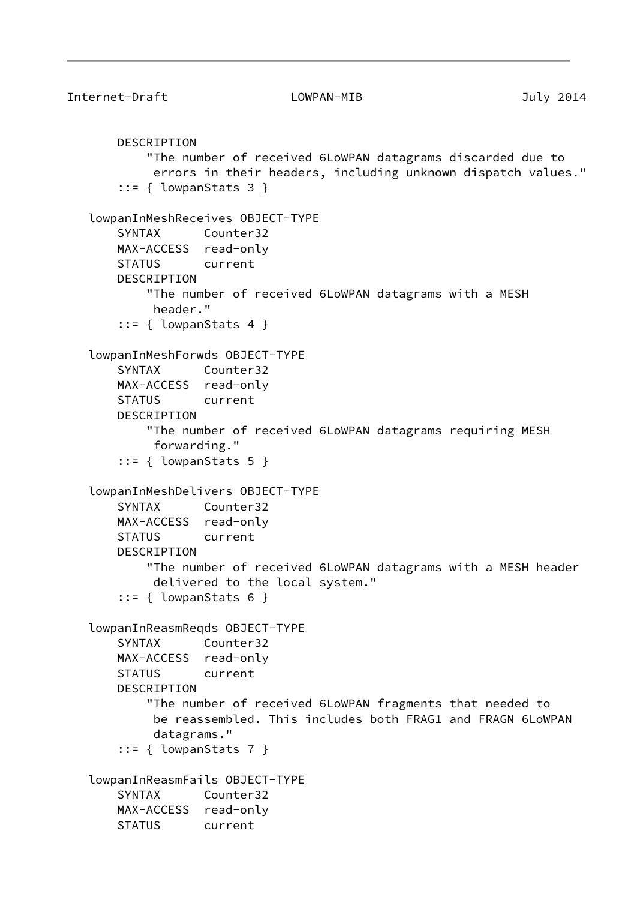```
        DESCRIPTION
            "The number of received 6LoWPAN datagrams discarded due to
             errors in their headers, including unknown dispatch values."
        ::= { lowpanStats 3 }

    lowpanInMeshReceives OBJECT-TYPE
        SYNTAX      Counter32
        MAX-ACCESS  read-only
        STATUS      current
        DESCRIPTION
            "The number of received 6LoWPAN datagrams with a MESH
             header."
        ::= { lowpanStats 4 }

    lowpanInMeshForwds OBJECT-TYPE
        SYNTAX      Counter32
        MAX-ACCESS  read-only
        STATUS      current
        DESCRIPTION
            "The number of received 6LoWPAN datagrams requiring MESH
             forwarding."
        ::= { lowpanStats 5 }

    lowpanInMeshDelivers OBJECT-TYPE
        SYNTAX      Counter32
        MAX-ACCESS  read-only
        STATUS      current
        DESCRIPTION
            "The number of received 6LoWPAN datagrams with a MESH header
             delivered to the local system."
        ::= { lowpanStats 6 }

    lowpanInReasmReqds OBJECT-TYPE
        SYNTAX      Counter32
        MAX-ACCESS  read-only
        STATUS      current
        DESCRIPTION
            "The number of received 6LoWPAN fragments that needed to
             be reassembled. This includes both FRAG1 and FRAGN 6LoWPAN
             datagrams."
        ::= { lowpanStats 7 }

    lowpanInReasmFails OBJECT-TYPE
        SYNTAX      Counter32
        MAX-ACCESS  read-only
        STATUS      current
```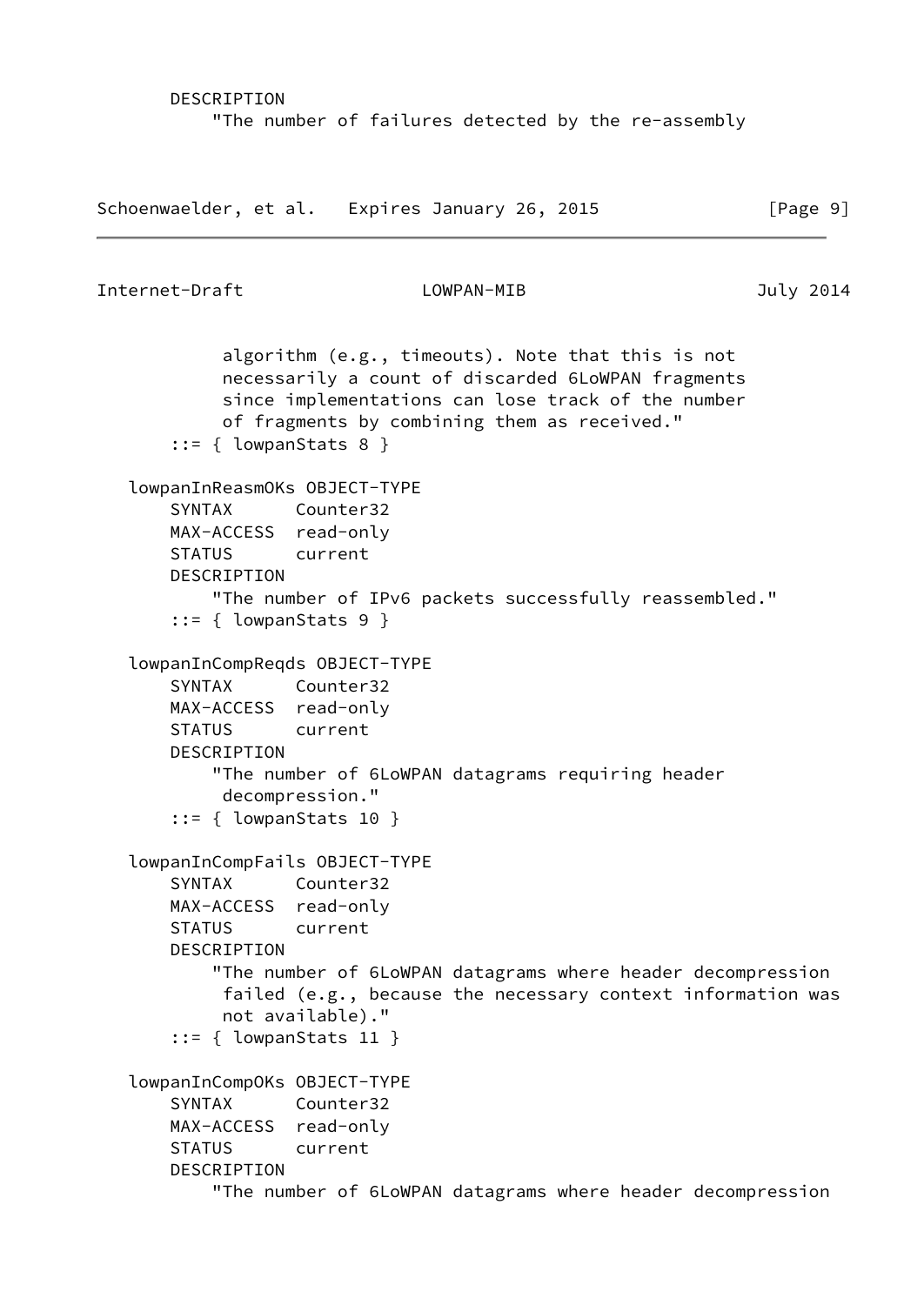```
        DESCRIPTION
            "The number of failures detected by the re-assembly
             algorithm (e.g., timeouts). Note that this is not
             necessarily a count of discarded 6LoWPAN fragments
             since implementations can lose track of the number
             of fragments by combining them as received."
        ::= { lowpanStats 8 }

    lowpanInReasmOKs OBJECT-TYPE
        SYNTAX      Counter32
        MAX-ACCESS  read-only
        STATUS      current
        DESCRIPTION
            "The number of IPv6 packets successfully reassembled."
        ::= { lowpanStats 9 }

    lowpanInCompReqds OBJECT-TYPE
        SYNTAX      Counter32
        MAX-ACCESS  read-only
        STATUS      current
        DESCRIPTION
            "The number of 6LoWPAN datagrams requiring header
             decompression."
        ::= { lowpanStats 10 }

    lowpanInCompFails OBJECT-TYPE
        SYNTAX      Counter32
        MAX-ACCESS  read-only
        STATUS      current
        DESCRIPTION
            "The number of 6LoWPAN datagrams where header decompression
             failed (e.g., because the necessary context information was
             not available)."
        ::= { lowpanStats 11 }

    lowpanInCompOKs OBJECT-TYPE
        SYNTAX      Counter32
        MAX-ACCESS  read-only
        STATUS      current
        DESCRIPTION
            "The number of 6LoWPAN datagrams where header decompression
```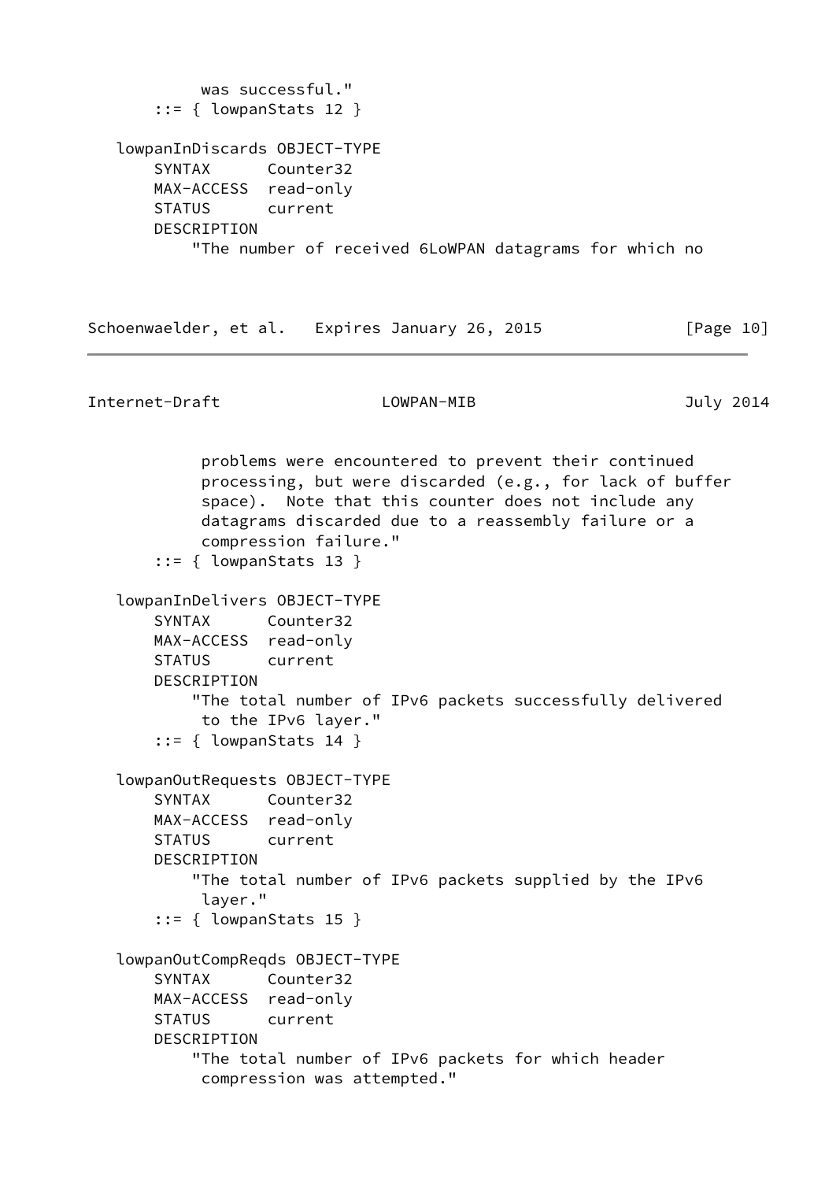```
          was successful."
      ::= { lowpanStats 12 }

  lowpanInDiscards OBJECT-TYPE
      SYNTAX      Counter32
      MAX-ACCESS  read-only
      STATUS      current
      DESCRIPTION
          "The number of received 6LoWPAN datagrams for which no
           problems were encountered to prevent their continued
           processing, but were discarded (e.g., for lack of buffer
           space).  Note that this counter does not include any
           datagrams discarded due to a reassembly failure or a
           compression failure."
      ::= { lowpanStats 13 }

  lowpanInDelivers OBJECT-TYPE
      SYNTAX      Counter32
      MAX-ACCESS  read-only
      STATUS      current
      DESCRIPTION
          "The total number of IPv6 packets successfully delivered
           to the IPv6 layer."
      ::= { lowpanStats 14 }

  lowpanOutRequests OBJECT-TYPE
      SYNTAX      Counter32
      MAX-ACCESS  read-only
      STATUS      current
      DESCRIPTION
          "The total number of IPv6 packets supplied by the IPv6
           layer."
      ::= { lowpanStats 15 }

  lowpanOutCompReqds OBJECT-TYPE
      SYNTAX      Counter32
      MAX-ACCESS  read-only
      STATUS      current
      DESCRIPTION
          "The total number of IPv6 packets for which header
           compression was attempted."
```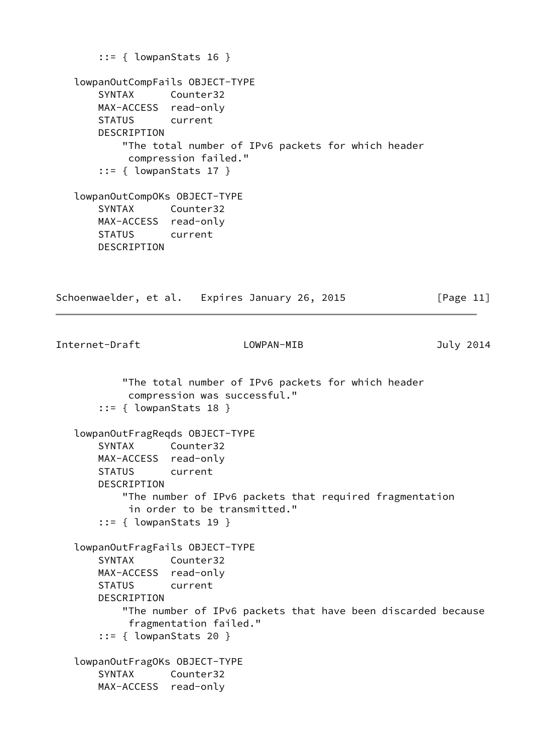```
       ::= { lowpanStats 16 }

   lowpanOutCompFails OBJECT-TYPE
       SYNTAX      Counter32
       MAX-ACCESS  read-only
       STATUS      current
       DESCRIPTION
           "The total number of IPv6 packets for which header
            compression failed."
       ::= { lowpanStats 17 }

   lowpanOutCompOKs OBJECT-TYPE
       SYNTAX      Counter32
       MAX-ACCESS  read-only
       STATUS      current
       DESCRIPTION
           "The total number of IPv6 packets for which header
            compression was successful."
       ::= { lowpanStats 18 }

   lowpanOutFragReqds OBJECT-TYPE
       SYNTAX      Counter32
       MAX-ACCESS  read-only
       STATUS      current
       DESCRIPTION
           "The number of IPv6 packets that required fragmentation
            in order to be transmitted."
       ::= { lowpanStats 19 }

   lowpanOutFragFails OBJECT-TYPE
       SYNTAX      Counter32
       MAX-ACCESS  read-only
       STATUS      current
       DESCRIPTION
           "The number of IPv6 packets that have been discarded because
            fragmentation failed."
       ::= { lowpanStats 20 }

   lowpanOutFragOKs OBJECT-TYPE
       SYNTAX      Counter32
       MAX-ACCESS  read-only
```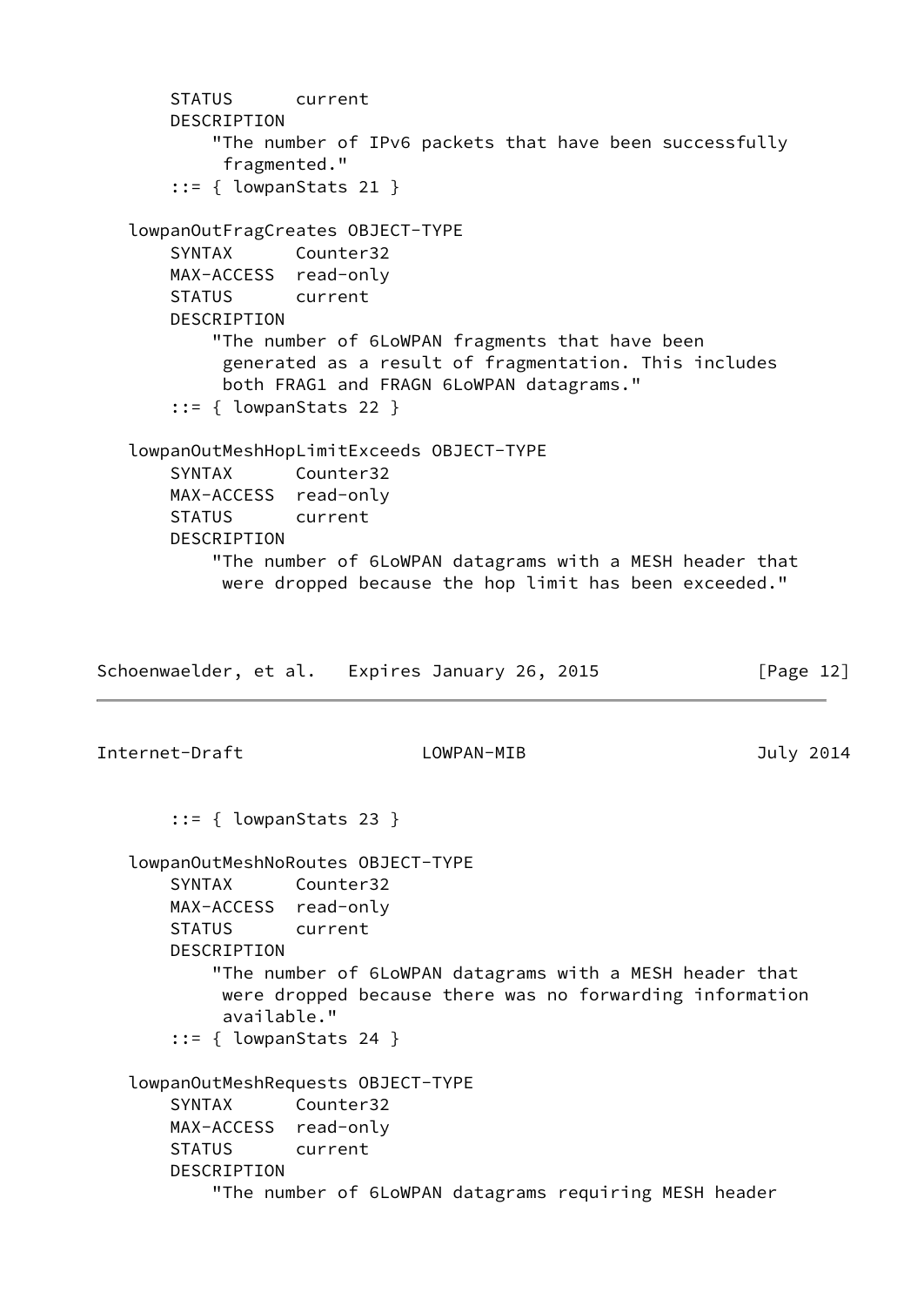```
       STATUS      current
       DESCRIPTION
           "The number of IPv6 packets that have been successfully
            fragmented."
       ::= { lowpanStats 21 }

   lowpanOutFragCreates OBJECT-TYPE
       SYNTAX      Counter32
       MAX-ACCESS  read-only
       STATUS      current
       DESCRIPTION
           "The number of 6LoWPAN fragments that have been
            generated as a result of fragmentation. This includes
            both FRAG1 and FRAGN 6LoWPAN datagrams."
       ::= { lowpanStats 22 }

   lowpanOutMeshHopLimitExceeds OBJECT-TYPE
       SYNTAX      Counter32
       MAX-ACCESS  read-only
       STATUS      current
       DESCRIPTION
           "The number of 6LoWPAN datagrams with a MESH header that
            were dropped because the hop limit has been exceeded."
       ::= { lowpanStats 23 }

   lowpanOutMeshNoRoutes OBJECT-TYPE
       SYNTAX      Counter32
       MAX-ACCESS  read-only
       STATUS      current
       DESCRIPTION
           "The number of 6LoWPAN datagrams with a MESH header that
            were dropped because there was no forwarding information
            available."
       ::= { lowpanStats 24 }

   lowpanOutMeshRequests OBJECT-TYPE
       SYNTAX      Counter32
       MAX-ACCESS  read-only
       STATUS      current
       DESCRIPTION
           "The number of 6LoWPAN datagrams requiring MESH header
```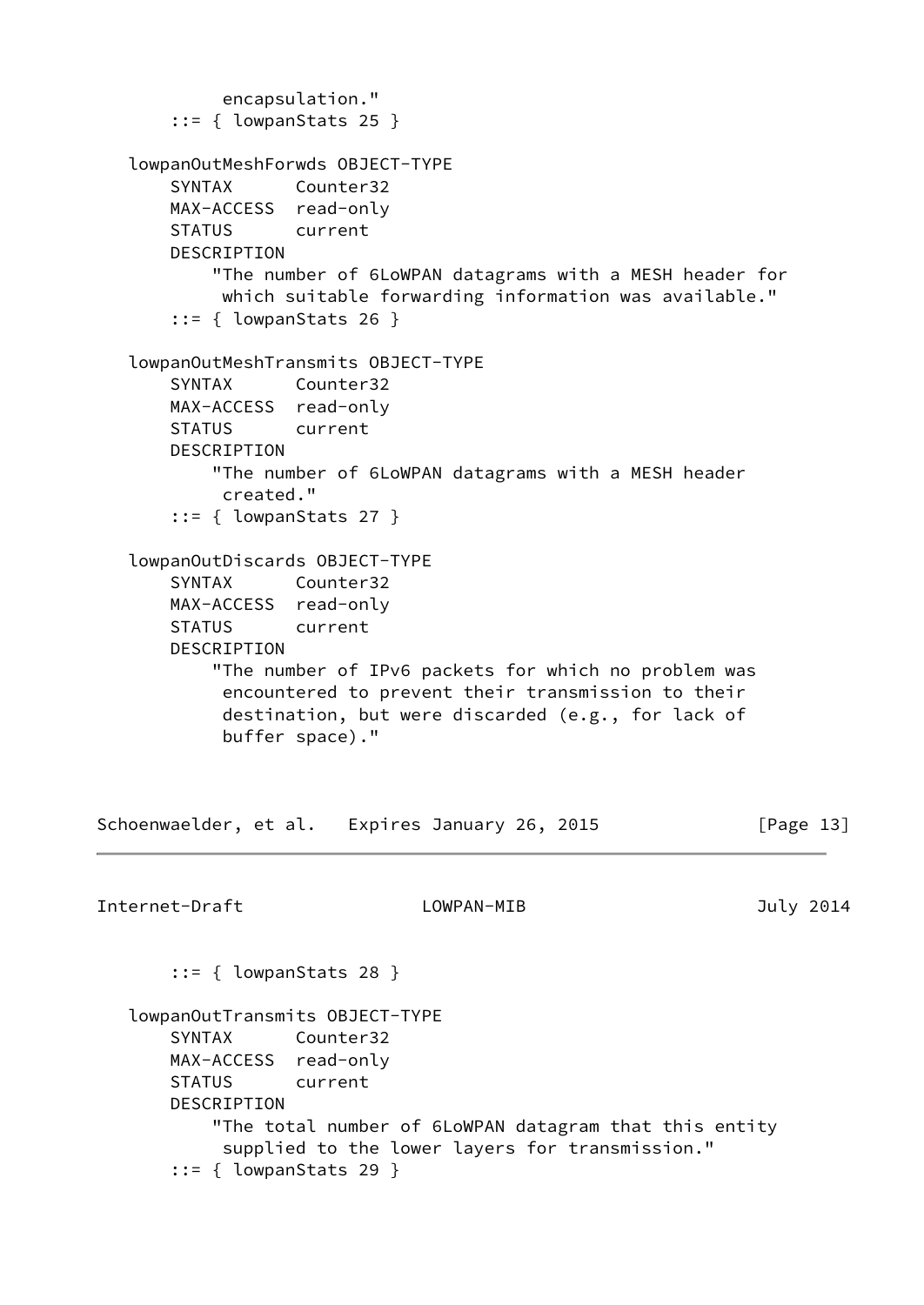```
          encapsulation."
      ::= { lowpanStats 25 }

  lowpanOutMeshForwds OBJECT-TYPE
      SYNTAX      Counter32
      MAX-ACCESS  read-only
      STATUS      current
      DESCRIPTION
          "The number of 6LoWPAN datagrams with a MESH header for
           which suitable forwarding information was available."
      ::= { lowpanStats 26 }

  lowpanOutMeshTransmits OBJECT-TYPE
      SYNTAX      Counter32
      MAX-ACCESS  read-only
      STATUS      current
      DESCRIPTION
          "The number of 6LoWPAN datagrams with a MESH header
           created."
      ::= { lowpanStats 27 }

  lowpanOutDiscards OBJECT-TYPE
      SYNTAX      Counter32
      MAX-ACCESS  read-only
      STATUS      current
      DESCRIPTION
          "The number of IPv6 packets for which no problem was
           encountered to prevent their transmission to their
           destination, but were discarded (e.g., for lack of
           buffer space)."
      ::= { lowpanStats 28 }

  lowpanOutTransmits OBJECT-TYPE
      SYNTAX      Counter32
      MAX-ACCESS  read-only
      STATUS      current
      DESCRIPTION
          "The total number of 6LoWPAN datagram that this entity
           supplied to the lower layers for transmission."
      ::= { lowpanStats 29 }
```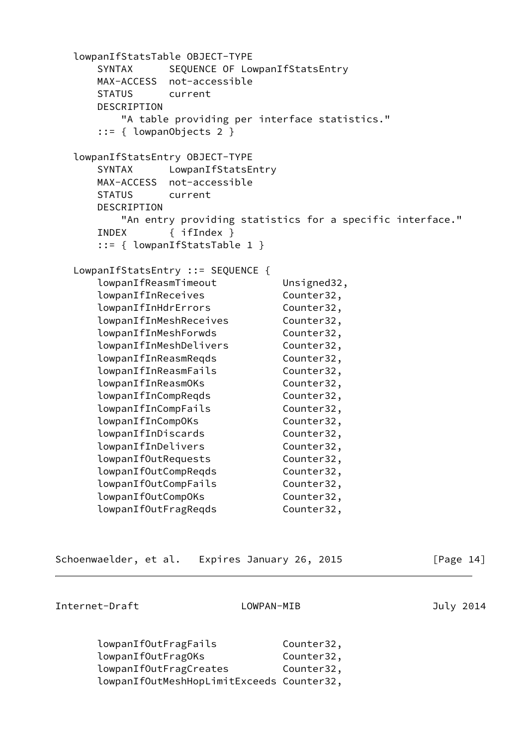```
   lowpanIfStatsTable OBJECT-TYPE
       SYNTAX      SEQUENCE OF LowpanIfStatsEntry
       MAX-ACCESS  not-accessible
       STATUS      current
       DESCRIPTION
           "A table providing per interface statistics."
       ::= { lowpanObjects 2 }

   lowpanIfStatsEntry OBJECT-TYPE
       SYNTAX      LowpanIfStatsEntry
       MAX-ACCESS  not-accessible
       STATUS      current
       DESCRIPTION
           "An entry providing statistics for a specific interface."
       INDEX       { ifIndex }
       ::= { lowpanIfStatsTable 1 }

   LowpanIfStatsEntry ::= SEQUENCE {
       lowpanIfReasmTimeout           Unsigned32,
       lowpanIfInReceives             Counter32,
       lowpanIfInHdrErrors            Counter32,
       lowpanIfInMeshReceives         Counter32,
       lowpanIfInMeshForwds           Counter32,
       lowpanIfInMeshDelivers         Counter32,
       lowpanIfInReasmReqds           Counter32,
       lowpanIfInReasmFails           Counter32,
       lowpanIfInReasmOKs             Counter32,
       lowpanIfInCompReqds            Counter32,
       lowpanIfInCompFails            Counter32,
       lowpanIfInCompOKs              Counter32,
       lowpanIfInDiscards             Counter32,
       lowpanIfInDelivers             Counter32,
       lowpanIfOutRequests            Counter32,
       lowpanIfOutCompReqds           Counter32,
       lowpanIfOutCompFails           Counter32,
       lowpanIfOutCompOKs             Counter32,
       lowpanIfOutFragReqds           Counter32,
       lowpanIfOutFragFails           Counter32,
       lowpanIfOutFragOKs             Counter32,
       lowpanIfOutFragCreates         Counter32,
       lowpanIfOutMeshHopLimitExceeds Counter32,
```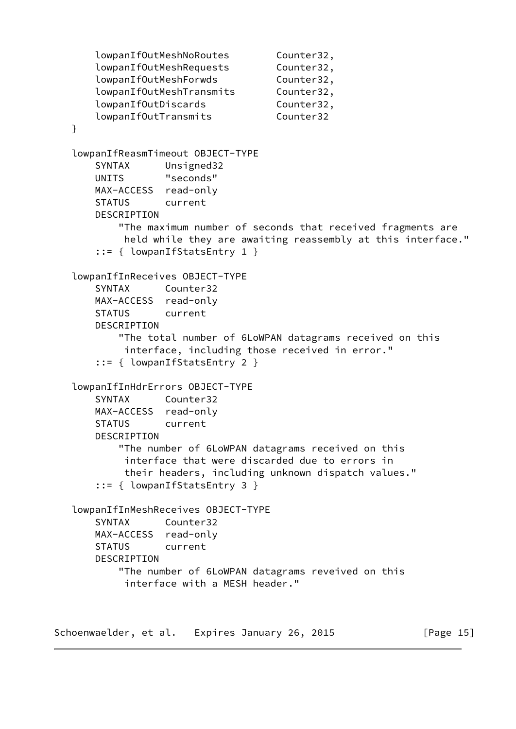```
       lowpanIfOutMeshNoRoutes        Counter32,
       lowpanIfOutMeshRequests        Counter32,
       lowpanIfOutMeshForwds          Counter32,
       lowpanIfOutMeshTransmits       Counter32,
       lowpanIfOutDiscards            Counter32,
       lowpanIfOutTransmits           Counter32
   }

   lowpanIfReasmTimeout OBJECT-TYPE
       SYNTAX      Unsigned32
       UNITS       "seconds"
       MAX-ACCESS  read-only
       STATUS      current
       DESCRIPTION
           "The maximum number of seconds that received fragments are
            held while they are awaiting reassembly at this interface."
       ::= { lowpanIfStatsEntry 1 }

   lowpanIfInReceives OBJECT-TYPE
       SYNTAX      Counter32
       MAX-ACCESS  read-only
       STATUS      current
       DESCRIPTION
           "The total number of 6LoWPAN datagrams received on this
            interface, including those received in error."
       ::= { lowpanIfStatsEntry 2 }

   lowpanIfInHdrErrors OBJECT-TYPE
       SYNTAX      Counter32
       MAX-ACCESS  read-only
       STATUS      current
       DESCRIPTION
           "The number of 6LoWPAN datagrams received on this
            interface that were discarded due to errors in
            their headers, including unknown dispatch values."
       ::= { lowpanIfStatsEntry 3 }

   lowpanIfInMeshReceives OBJECT-TYPE
       SYNTAX      Counter32
       MAX-ACCESS  read-only
       STATUS      current
       DESCRIPTION
           "The number of 6LoWPAN datagrams reveived on this
            interface with a MESH header."
```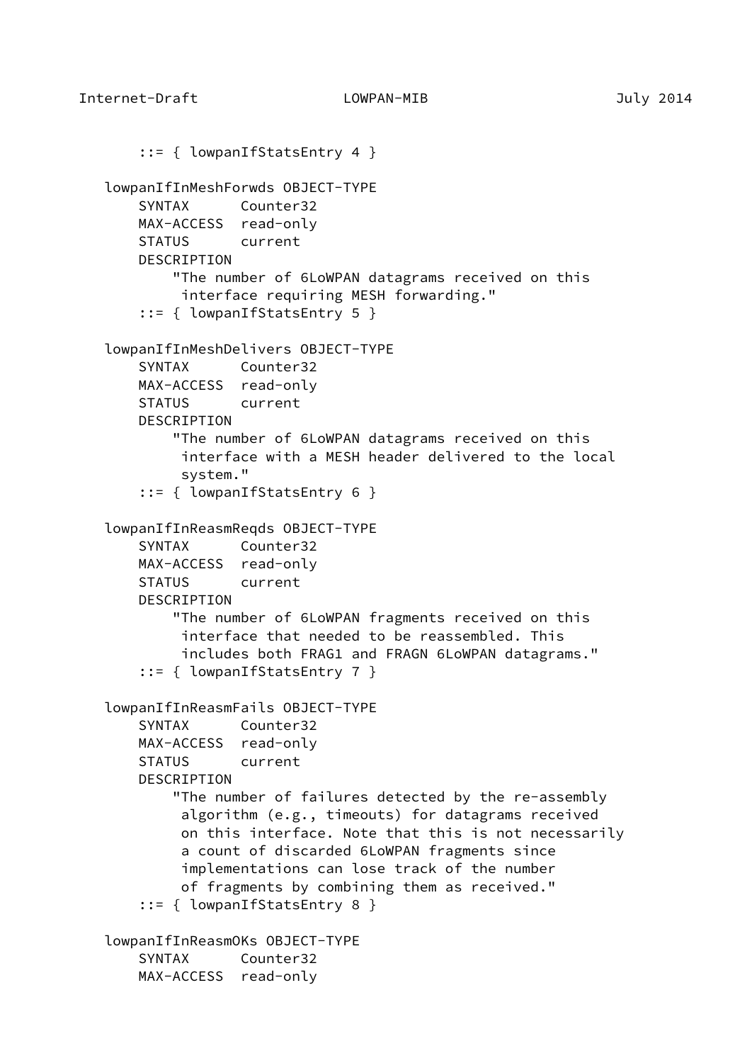```
       ::= { lowpanIfStatsEntry 4 }

   lowpanIfInMeshForwds OBJECT-TYPE
       SYNTAX      Counter32
       MAX-ACCESS  read-only
       STATUS      current
       DESCRIPTION
           "The number of 6LoWPAN datagrams received on this
            interface requiring MESH forwarding."
       ::= { lowpanIfStatsEntry 5 }

   lowpanIfInMeshDelivers OBJECT-TYPE
       SYNTAX      Counter32
       MAX-ACCESS  read-only
       STATUS      current
       DESCRIPTION
           "The number of 6LoWPAN datagrams received on this
            interface with a MESH header delivered to the local
            system."
       ::= { lowpanIfStatsEntry 6 }

   lowpanIfInReasmReqds OBJECT-TYPE
       SYNTAX      Counter32
       MAX-ACCESS  read-only
       STATUS      current
       DESCRIPTION
           "The number of 6LoWPAN fragments received on this
            interface that needed to be reassembled. This
            includes both FRAG1 and FRAGN 6LoWPAN datagrams."
       ::= { lowpanIfStatsEntry 7 }

   lowpanIfInReasmFails OBJECT-TYPE
       SYNTAX      Counter32
       MAX-ACCESS  read-only
       STATUS      current
       DESCRIPTION
           "The number of failures detected by the re-assembly
            algorithm (e.g., timeouts) for datagrams received
            on this interface. Note that this is not necessarily
            a count of discarded 6LoWPAN fragments since
            implementations can lose track of the number
            of fragments by combining them as received."
       ::= { lowpanIfStatsEntry 8 }

   lowpanIfInReasmOKs OBJECT-TYPE
       SYNTAX      Counter32
       MAX-ACCESS  read-only
```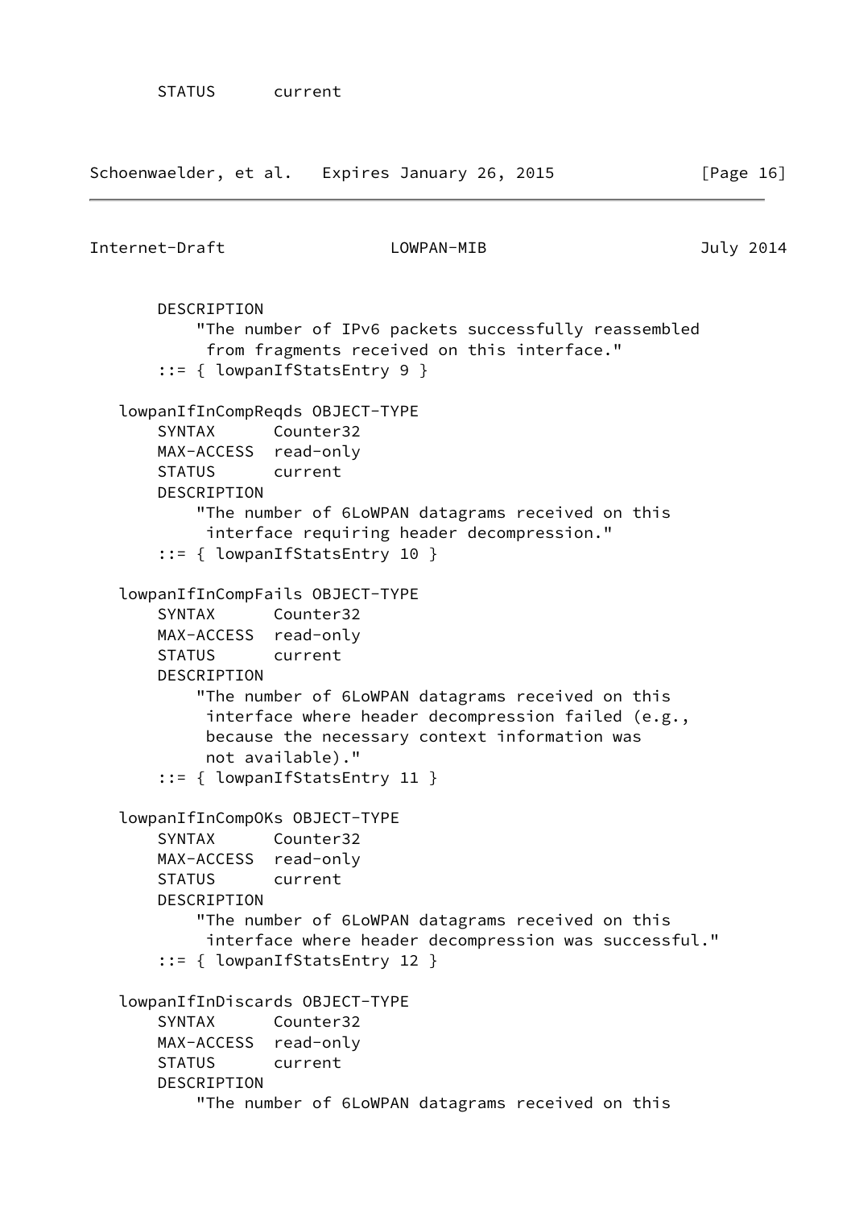```
        STATUS      current
```

```
        DESCRIPTION
            "The number of IPv6 packets successfully reassembled
             from fragments received on this interface."
        ::= { lowpanIfStatsEntry 9 }

    lowpanIfInCompReqds OBJECT-TYPE
        SYNTAX      Counter32
        MAX-ACCESS  read-only
        STATUS      current
        DESCRIPTION
            "The number of 6LoWPAN datagrams received on this
             interface requiring header decompression."
        ::= { lowpanIfStatsEntry 10 }

    lowpanIfInCompFails OBJECT-TYPE
        SYNTAX      Counter32
        MAX-ACCESS  read-only
        STATUS      current
        DESCRIPTION
            "The number of 6LoWPAN datagrams received on this
             interface where header decompression failed (e.g.,
             because the necessary context information was
             not available)."
        ::= { lowpanIfStatsEntry 11 }

    lowpanIfInCompOKs OBJECT-TYPE
        SYNTAX      Counter32
        MAX-ACCESS  read-only
        STATUS      current
        DESCRIPTION
            "The number of 6LoWPAN datagrams received on this
             interface where header decompression was successful."
        ::= { lowpanIfStatsEntry 12 }

    lowpanIfInDiscards OBJECT-TYPE
        SYNTAX      Counter32
        MAX-ACCESS  read-only
        STATUS      current
        DESCRIPTION
            "The number of 6LoWPAN datagrams received on this
```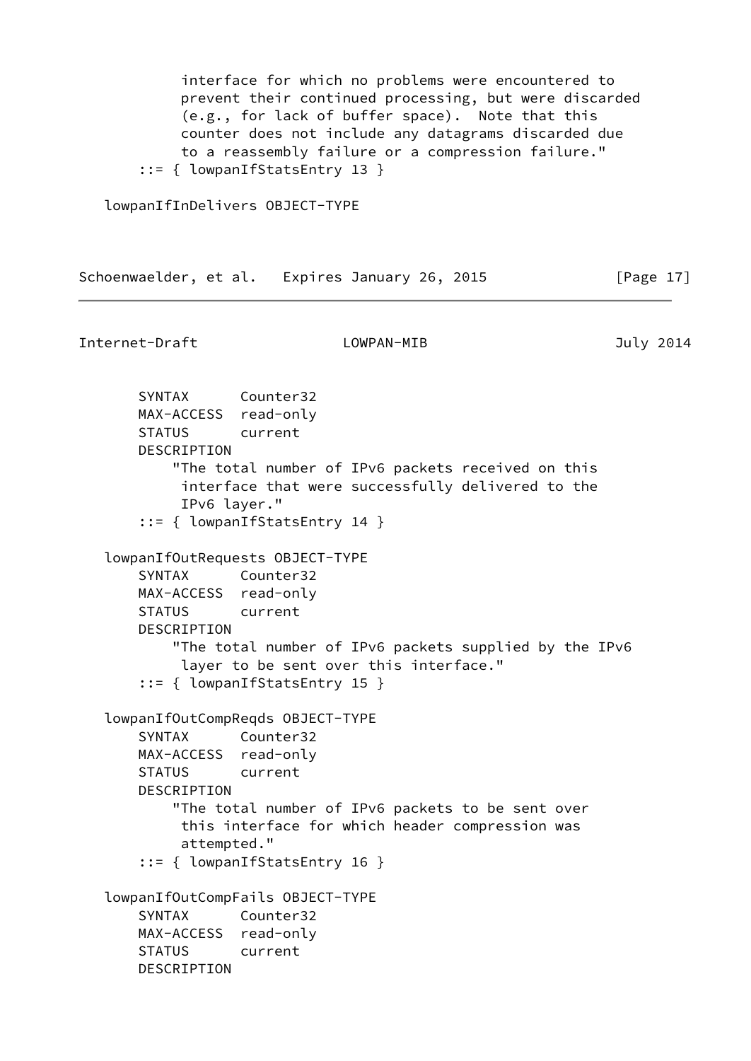```
            interface for which no problems were encountered to
            prevent their continued processing, but were discarded
            (e.g., for lack of buffer space).  Note that this
            counter does not include any datagrams discarded due
            to a reassembly failure or a compression failure."
       ::= { lowpanIfStatsEntry 13 }

   lowpanIfInDelivers OBJECT-TYPE
       SYNTAX      Counter32
       MAX-ACCESS  read-only
       STATUS      current
       DESCRIPTION
           "The total number of IPv6 packets received on this
            interface that were successfully delivered to the
            IPv6 layer."
       ::= { lowpanIfStatsEntry 14 }

   lowpanIfOutRequests OBJECT-TYPE
       SYNTAX      Counter32
       MAX-ACCESS  read-only
       STATUS      current
       DESCRIPTION
           "The total number of IPv6 packets supplied by the IPv6
            layer to be sent over this interface."
       ::= { lowpanIfStatsEntry 15 }

   lowpanIfOutCompReqds OBJECT-TYPE
       SYNTAX      Counter32
       MAX-ACCESS  read-only
       STATUS      current
       DESCRIPTION
           "The total number of IPv6 packets to be sent over
            this interface for which header compression was
            attempted."
       ::= { lowpanIfStatsEntry 16 }

   lowpanIfOutCompFails OBJECT-TYPE
       SYNTAX      Counter32
       MAX-ACCESS  read-only
       STATUS      current
       DESCRIPTION
```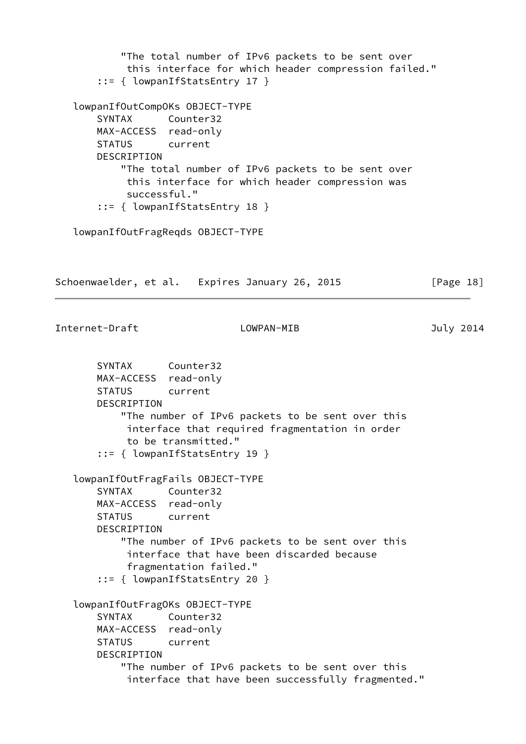```
           "The total number of IPv6 packets to be sent over
            this interface for which header compression failed."
       ::= { lowpanIfStatsEntry 17 }

   lowpanIfOutCompOKs OBJECT-TYPE
       SYNTAX      Counter32
       MAX-ACCESS  read-only
       STATUS      current
       DESCRIPTION
           "The total number of IPv6 packets to be sent over
            this interface for which header compression was
            successful."
       ::= { lowpanIfStatsEntry 18 }

   lowpanIfOutFragReqds OBJECT-TYPE
       SYNTAX      Counter32
       MAX-ACCESS  read-only
       STATUS      current
       DESCRIPTION
           "The number of IPv6 packets to be sent over this
            interface that required fragmentation in order
            to be transmitted."
       ::= { lowpanIfStatsEntry 19 }

   lowpanIfOutFragFails OBJECT-TYPE
       SYNTAX      Counter32
       MAX-ACCESS  read-only
       STATUS      current
       DESCRIPTION
           "The number of IPv6 packets to be sent over this
            interface that have been discarded because
            fragmentation failed."
       ::= { lowpanIfStatsEntry 20 }

   lowpanIfOutFragOKs OBJECT-TYPE
       SYNTAX      Counter32
       MAX-ACCESS  read-only
       STATUS      current
       DESCRIPTION
           "The number of IPv6 packets to be sent over this
            interface that have been successfully fragmented."
```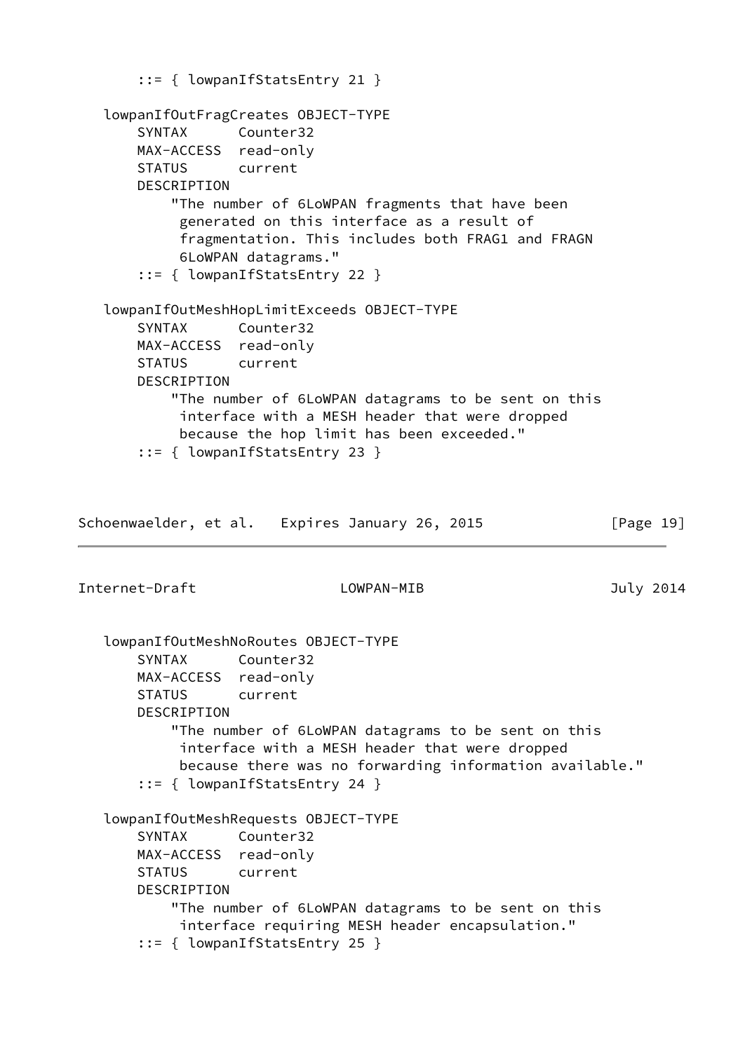```
       ::= { lowpanIfStatsEntry 21 }

   lowpanIfOutFragCreates OBJECT-TYPE
       SYNTAX      Counter32
       MAX-ACCESS  read-only
       STATUS      current
       DESCRIPTION
           "The number of 6LoWPAN fragments that have been
            generated on this interface as a result of
            fragmentation. This includes both FRAG1 and FRAGN
            6LoWPAN datagrams."
       ::= { lowpanIfStatsEntry 22 }

   lowpanIfOutMeshHopLimitExceeds OBJECT-TYPE
       SYNTAX      Counter32
       MAX-ACCESS  read-only
       STATUS      current
       DESCRIPTION
           "The number of 6LoWPAN datagrams to be sent on this
            interface with a MESH header that were dropped
            because the hop limit has been exceeded."
       ::= { lowpanIfStatsEntry 23 }

   lowpanIfOutMeshNoRoutes OBJECT-TYPE
       SYNTAX      Counter32
       MAX-ACCESS  read-only
       STATUS      current
       DESCRIPTION
           "The number of 6LoWPAN datagrams to be sent on this
            interface with a MESH header that were dropped
            because there was no forwarding information available."
       ::= { lowpanIfStatsEntry 24 }

   lowpanIfOutMeshRequests OBJECT-TYPE
       SYNTAX      Counter32
       MAX-ACCESS  read-only
       STATUS      current
       DESCRIPTION
           "The number of 6LoWPAN datagrams to be sent on this
            interface requiring MESH header encapsulation."
       ::= { lowpanIfStatsEntry 25 }
```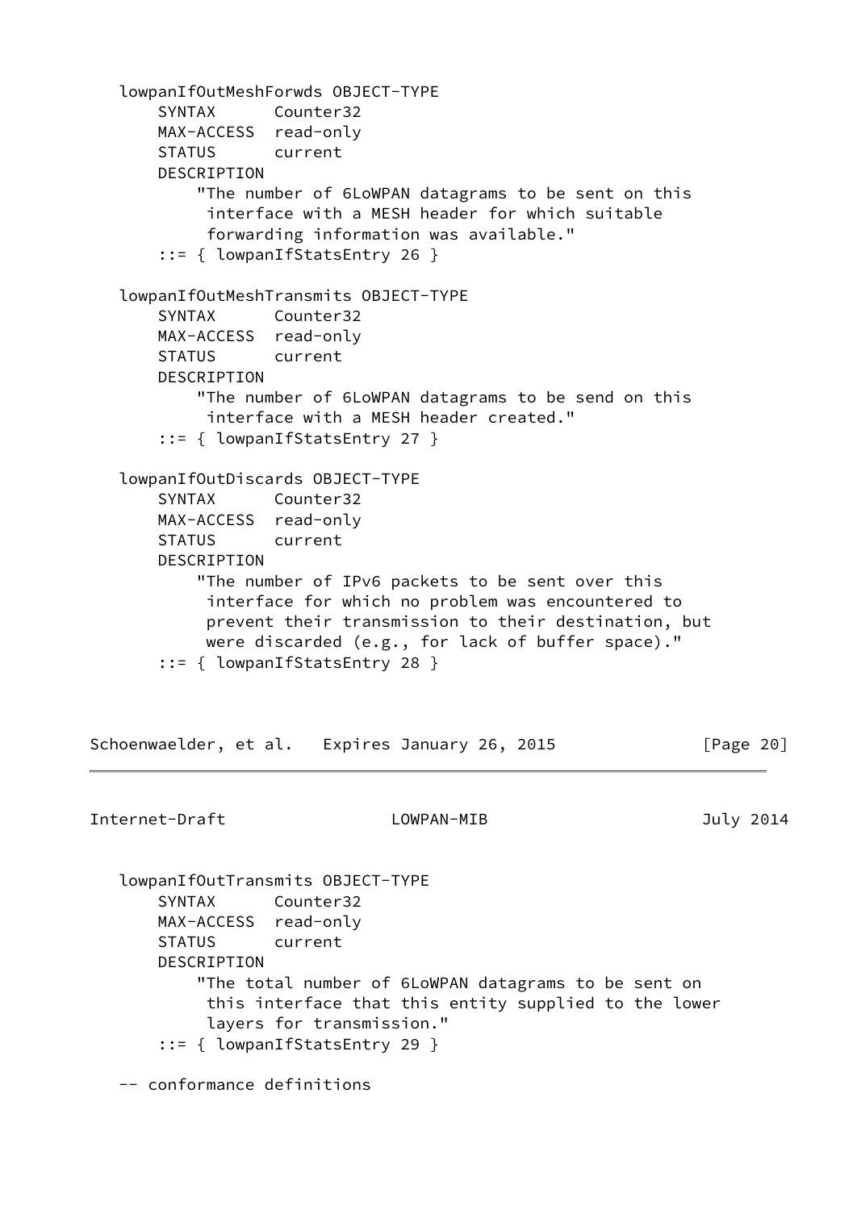```
   lowpanIfOutMeshForwds OBJECT-TYPE
       SYNTAX      Counter32
       MAX-ACCESS  read-only
       STATUS      current
       DESCRIPTION
           "The number of 6LoWPAN datagrams to be sent on this
            interface with a MESH header for which suitable
            forwarding information was available."
       ::= { lowpanIfStatsEntry 26 }

   lowpanIfOutMeshTransmits OBJECT-TYPE
       SYNTAX      Counter32
       MAX-ACCESS  read-only
       STATUS      current
       DESCRIPTION
           "The number of 6LoWPAN datagrams to be send on this
            interface with a MESH header created."
       ::= { lowpanIfStatsEntry 27 }

   lowpanIfOutDiscards OBJECT-TYPE
       SYNTAX      Counter32
       MAX-ACCESS  read-only
       STATUS      current
       DESCRIPTION
           "The number of IPv6 packets to be sent over this
            interface for which no problem was encountered to
            prevent their transmission to their destination, but
            were discarded (e.g., for lack of buffer space)."
       ::= { lowpanIfStatsEntry 28 }

   lowpanIfOutTransmits OBJECT-TYPE
       SYNTAX      Counter32
       MAX-ACCESS  read-only
       STATUS      current
       DESCRIPTION
           "The total number of 6LoWPAN datagrams to be sent on
            this interface that this entity supplied to the lower
            layers for transmission."
       ::= { lowpanIfStatsEntry 29 }

   -- conformance definitions
```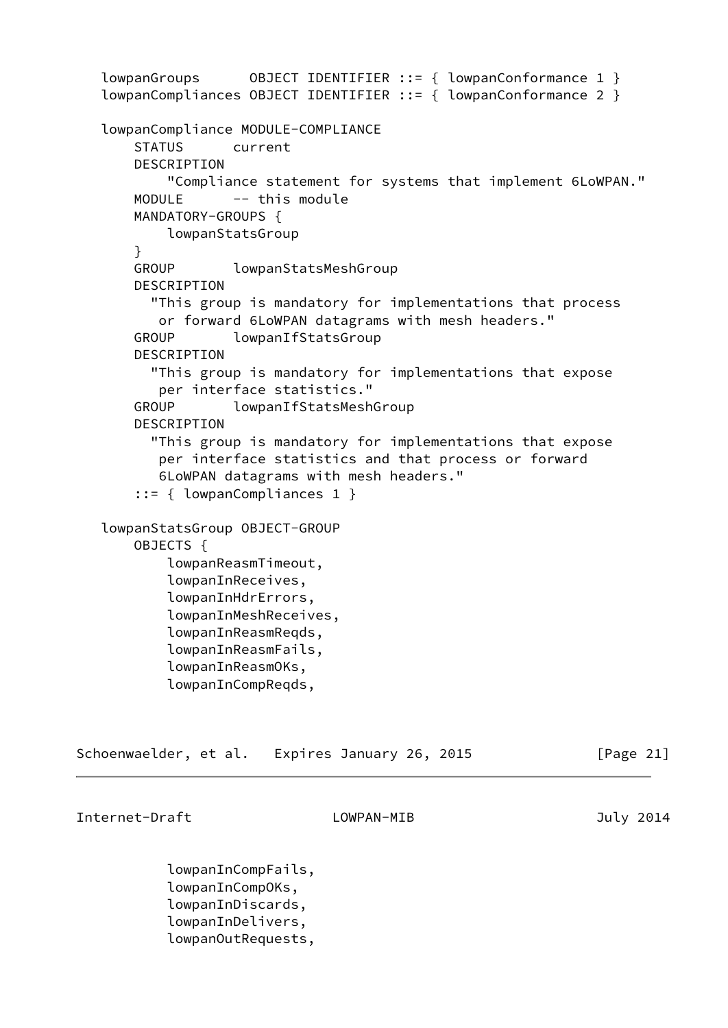```
   lowpanGroups      OBJECT IDENTIFIER ::= { lowpanConformance 1 }
   lowpanCompliances OBJECT IDENTIFIER ::= { lowpanConformance 2 }

   lowpanCompliance MODULE-COMPLIANCE
       STATUS      current
       DESCRIPTION
           "Compliance statement for systems that implement 6LoWPAN."
       MODULE      -- this module
       MANDATORY-GROUPS {
           lowpanStatsGroup
       }
       GROUP       lowpanStatsMeshGroup
       DESCRIPTION
         "This group is mandatory for implementations that process
          or forward 6LoWPAN datagrams with mesh headers."
       GROUP       lowpanIfStatsGroup
       DESCRIPTION
         "This group is mandatory for implementations that expose
          per interface statistics."
       GROUP       lowpanIfStatsMeshGroup
       DESCRIPTION
         "This group is mandatory for implementations that expose
          per interface statistics and that process or forward
          6LoWPAN datagrams with mesh headers."
       ::= { lowpanCompliances 1 }

   lowpanStatsGroup OBJECT-GROUP
       OBJECTS {
           lowpanReasmTimeout,
           lowpanInReceives,
           lowpanInHdrErrors,
           lowpanInMeshReceives,
           lowpanInReasmReqds,
           lowpanInReasmFails,
           lowpanInReasmOKs,
           lowpanInCompReqds,
           lowpanInCompFails,
           lowpanInCompOKs,
           lowpanInDiscards,
           lowpanInDelivers,
           lowpanOutRequests,
```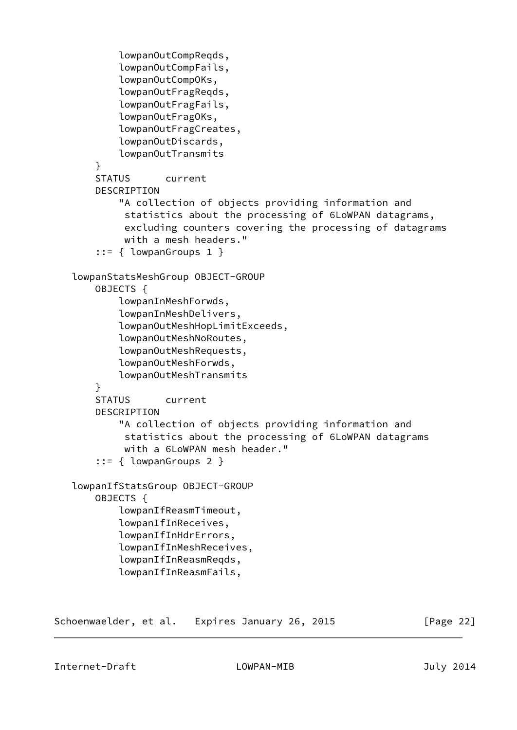```
            lowpanOutCompReqds,
            lowpanOutCompFails,
            lowpanOutCompOKs,
            lowpanOutFragReqds,
            lowpanOutFragFails,
            lowpanOutFragOKs,
            lowpanOutFragCreates,
            lowpanOutDiscards,
            lowpanOutTransmits
        }
        STATUS      current
        DESCRIPTION
            "A collection of objects providing information and
             statistics about the processing of 6LoWPAN datagrams,
             excluding counters covering the processing of datagrams
             with a mesh headers."
        ::= { lowpanGroups 1 }

    lowpanStatsMeshGroup OBJECT-GROUP
        OBJECTS {
            lowpanInMeshForwds,
            lowpanInMeshDelivers,
            lowpanOutMeshHopLimitExceeds,
            lowpanOutMeshNoRoutes,
            lowpanOutMeshRequests,
            lowpanOutMeshForwds,
            lowpanOutMeshTransmits
        }
        STATUS      current
        DESCRIPTION
            "A collection of objects providing information and
             statistics about the processing of 6LoWPAN datagrams
             with a 6LoWPAN mesh header."
        ::= { lowpanGroups 2 }

    lowpanIfStatsGroup OBJECT-GROUP
        OBJECTS {
            lowpanIfReasmTimeout,
            lowpanIfInReceives,
            lowpanIfInHdrErrors,
            lowpanIfInMeshReceives,
            lowpanIfInReasmReqds,
            lowpanIfInReasmFails,
```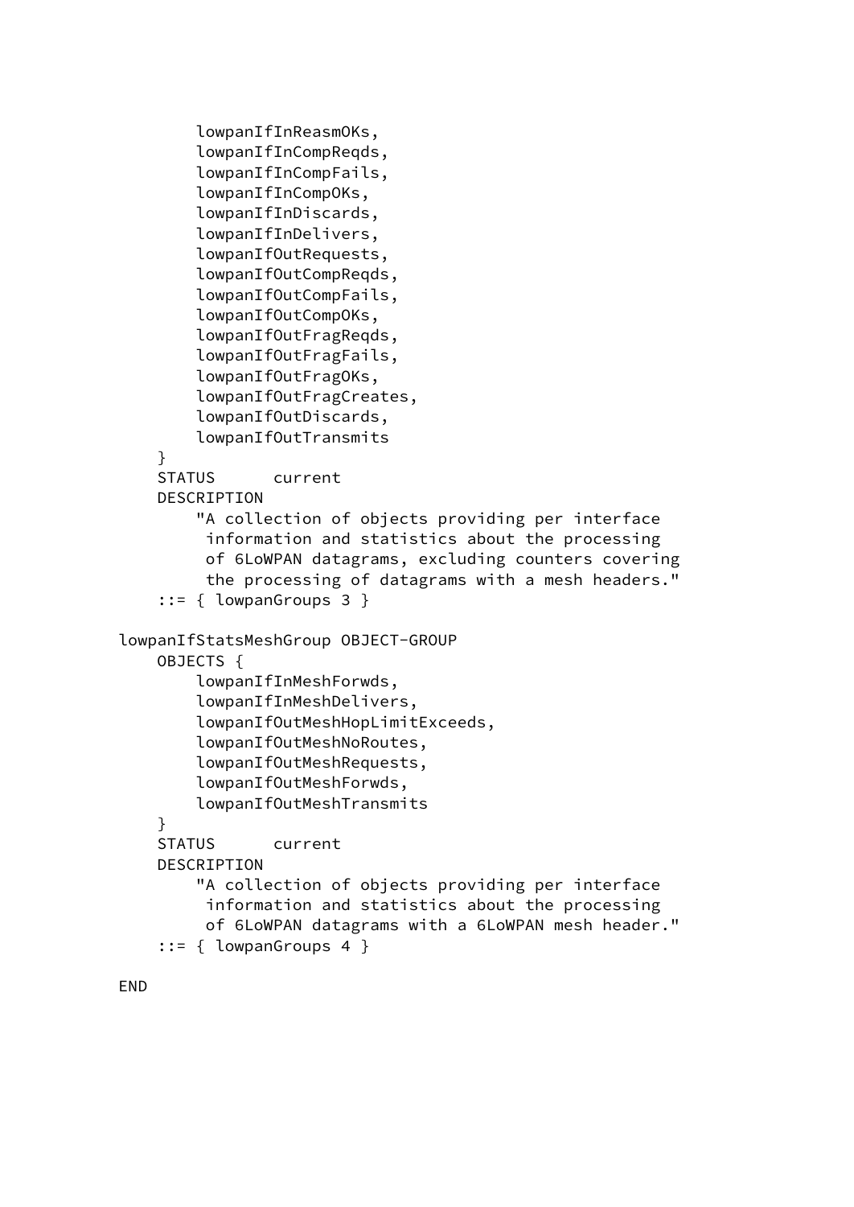```
        lowpanIfInReasmOKs,
        lowpanIfInCompReqds,
        lowpanIfInCompFails,
        lowpanIfInCompOKs,
        lowpanIfInDiscards,
        lowpanIfInDelivers,
        lowpanIfOutRequests,
        lowpanIfOutCompReqds,
        lowpanIfOutCompFails,
        lowpanIfOutCompOKs,
        lowpanIfOutFragReqds,
        lowpanIfOutFragFails,
        lowpanIfOutFragOKs,
        lowpanIfOutFragCreates,
        lowpanIfOutDiscards,
        lowpanIfOutTransmits
    }
    STATUS      current
    DESCRIPTION
        "A collection of objects providing per interface
         information and statistics about the processing
         of 6LoWPAN datagrams, excluding counters covering
         the processing of datagrams with a mesh headers."
    ::= { lowpanGroups 3 }

lowpanIfStatsMeshGroup OBJECT-GROUP
    OBJECTS {
        lowpanIfInMeshForwds,
        lowpanIfInMeshDelivers,
        lowpanIfOutMeshHopLimitExceeds,
        lowpanIfOutMeshNoRoutes,
        lowpanIfOutMeshRequests,
        lowpanIfOutMeshForwds,
        lowpanIfOutMeshTransmits
    }
    STATUS      current
    DESCRIPTION
        "A collection of objects providing per interface
         information and statistics about the processing
         of 6LoWPAN datagrams with a 6LoWPAN mesh header."
    ::= { lowpanGroups 4 }

END
```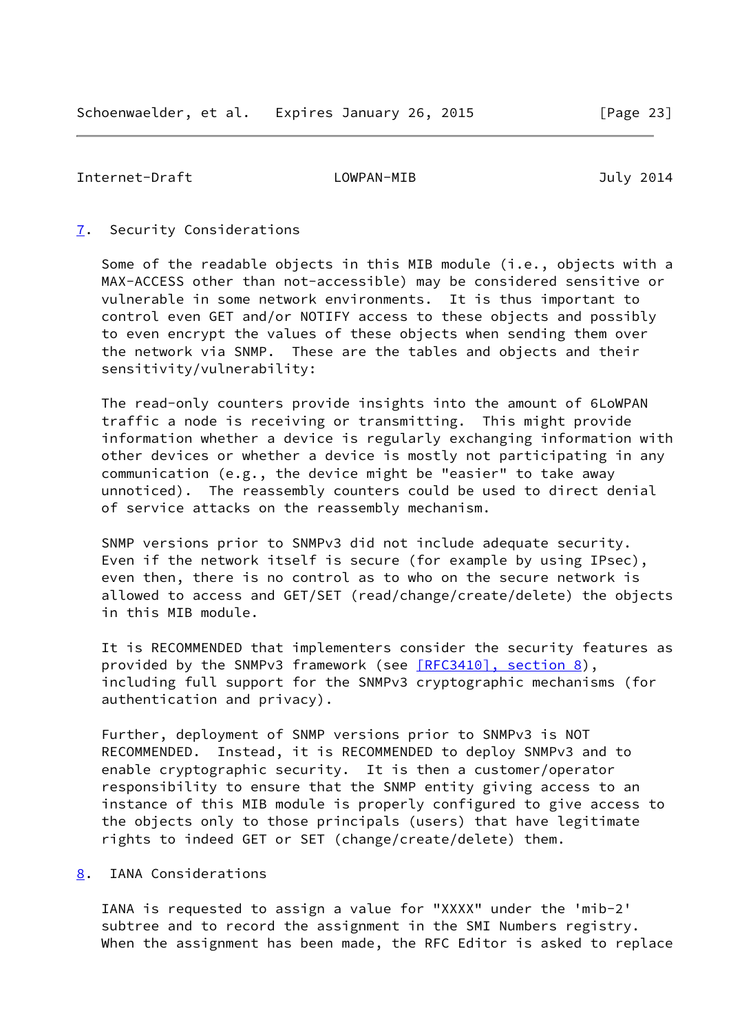## 7. Security Considerations

Some of the readable objects in this MIB module (i.e., objects with a MAX-ACCESS other than not-accessible) may be considered sensitive or vulnerable in some network environments. It is thus important to control even GET and/or NOTIFY access to these objects and possibly to even encrypt the values of these objects when sending them over the network via SNMP. These are the tables and objects and their sensitivity/vulnerability:

The read-only counters provide insights into the amount of 6LoWPAN traffic a node is receiving or transmitting. This might provide information whether a device is regularly exchanging information with other devices or whether a device is mostly not participating in any communication (e.g., the device might be "easier" to take away unnoticed). The reassembly counters could be used to direct denial of service attacks on the reassembly mechanism.

SNMP versions prior to SNMPv3 did not include adequate security. Even if the network itself is secure (for example by using IPsec), even then, there is no control as to who on the secure network is allowed to access and GET/SET (read/change/create/delete) the objects in this MIB module.

It is RECOMMENDED that implementers consider the security features as provided by the SNMPv3 framework (see [RFC3410], section 8), including full support for the SNMPv3 cryptographic mechanisms (for authentication and privacy).

Further, deployment of SNMP versions prior to SNMPv3 is NOT RECOMMENDED. Instead, it is RECOMMENDED to deploy SNMPv3 and to enable cryptographic security. It is then a customer/operator responsibility to ensure that the SNMP entity giving access to an instance of this MIB module is properly configured to give access to the objects only to those principals (users) that have legitimate rights to indeed GET or SET (change/create/delete) them.

## 8. IANA Considerations

IANA is requested to assign a value for "XXXX" under the 'mib-2' subtree and to record the assignment in the SMI Numbers registry. When the assignment has been made, the RFC Editor is asked to replace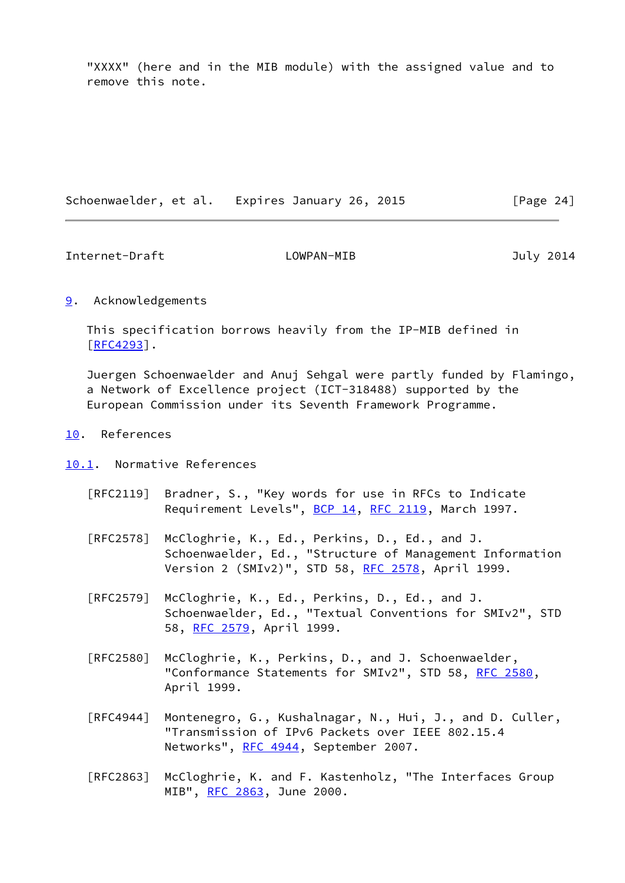"XXXX" (here and in the MIB module) with the assigned value and to remove this note.

## 9. Acknowledgements

This specification borrows heavily from the IP-MIB defined in [RFC4293].

Juergen Schoenwaelder and Anuj Sehgal were partly funded by Flamingo, a Network of Excellence project (ICT-318488) supported by the European Commission under its Seventh Framework Programme.

## 10. References

### 10.1. Normative References

[RFC2119] Bradner, S., "Key words for use in RFCs to Indicate Requirement Levels", BCP 14, RFC 2119, March 1997.

[RFC2578] McCloghrie, K., Ed., Perkins, D., Ed., and J. Schoenwaelder, Ed., "Structure of Management Information Version 2 (SMIv2)", STD 58, RFC 2578, April 1999.

[RFC2579] McCloghrie, K., Ed., Perkins, D., Ed., and J. Schoenwaelder, Ed., "Textual Conventions for SMIv2", STD 58, RFC 2579, April 1999.

[RFC2580] McCloghrie, K., Perkins, D., and J. Schoenwaelder, "Conformance Statements for SMIv2", STD 58, RFC 2580, April 1999.

[RFC4944] Montenegro, G., Kushalnagar, N., Hui, J., and D. Culler, "Transmission of IPv6 Packets over IEEE 802.15.4 Networks", RFC 4944, September 2007.

[RFC2863] McCloghrie, K. and F. Kastenholz, "The Interfaces Group MIB", RFC 2863, June 2000.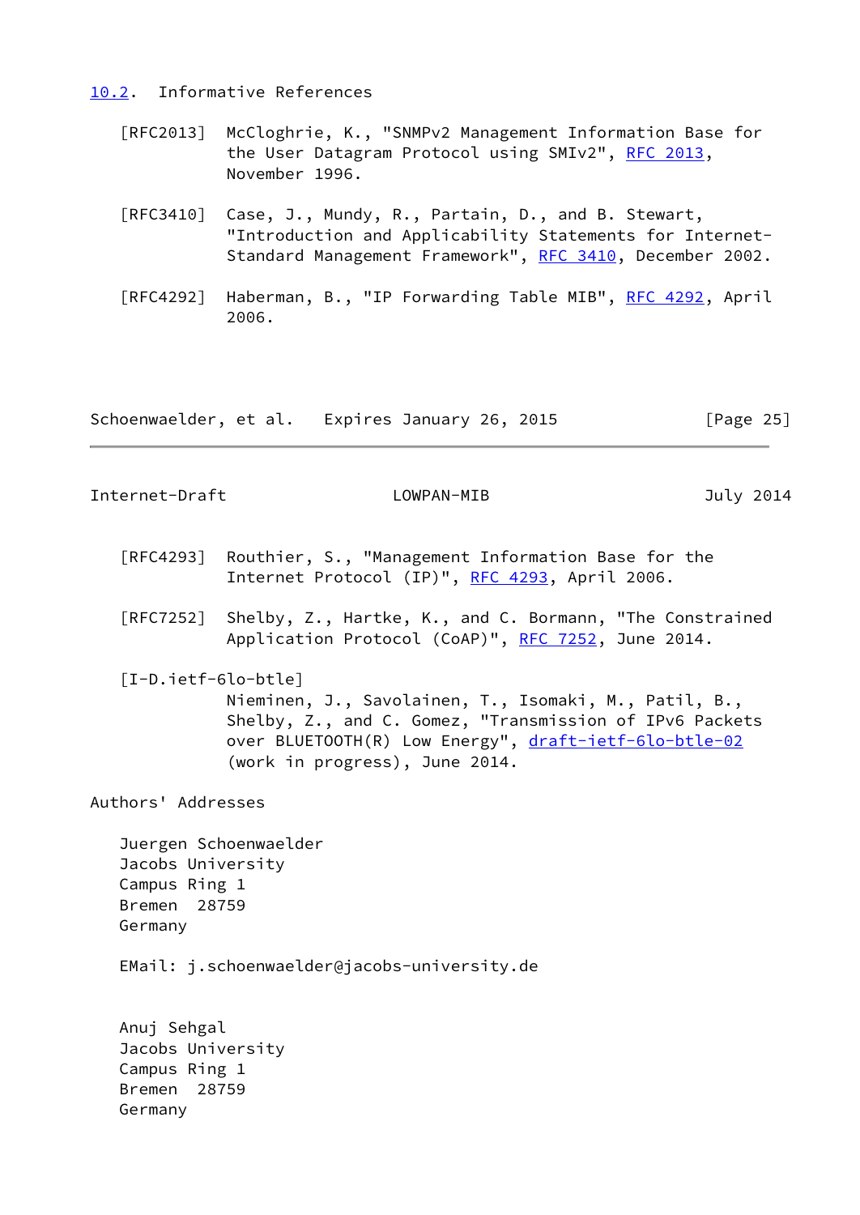## 10.2. Informative References

[RFC2013] McCloghrie, K., "SNMPv2 Management Information Base for the User Datagram Protocol using SMIv2", RFC 2013, November 1996.

[RFC3410] Case, J., Mundy, R., Partain, D., and B. Stewart, "Introduction and Applicability Statements for Internet-Standard Management Framework", RFC 3410, December 2002.

[RFC4292] Haberman, B., "IP Forwarding Table MIB", RFC 4292, April 2006.

[RFC4293] Routhier, S., "Management Information Base for the Internet Protocol (IP)", RFC 4293, April 2006.

[RFC7252] Shelby, Z., Hartke, K., and C. Bormann, "The Constrained Application Protocol (CoAP)", RFC 7252, June 2014.

[I-D.ietf-6lo-btle] Nieminen, J., Savolainen, T., Isomaki, M., Patil, B., Shelby, Z., and C. Gomez, "Transmission of IPv6 Packets over BLUETOOTH(R) Low Energy", draft-ietf-6lo-btle-02 (work in progress), June 2014.

## Authors' Addresses

Juergen Schoenwaelder
Jacobs University
Campus Ring 1
Bremen 28759
Germany

EMail: j.schoenwaelder@jacobs-university.de

Anuj Sehgal
Jacobs University
Campus Ring 1
Bremen 28759
Germany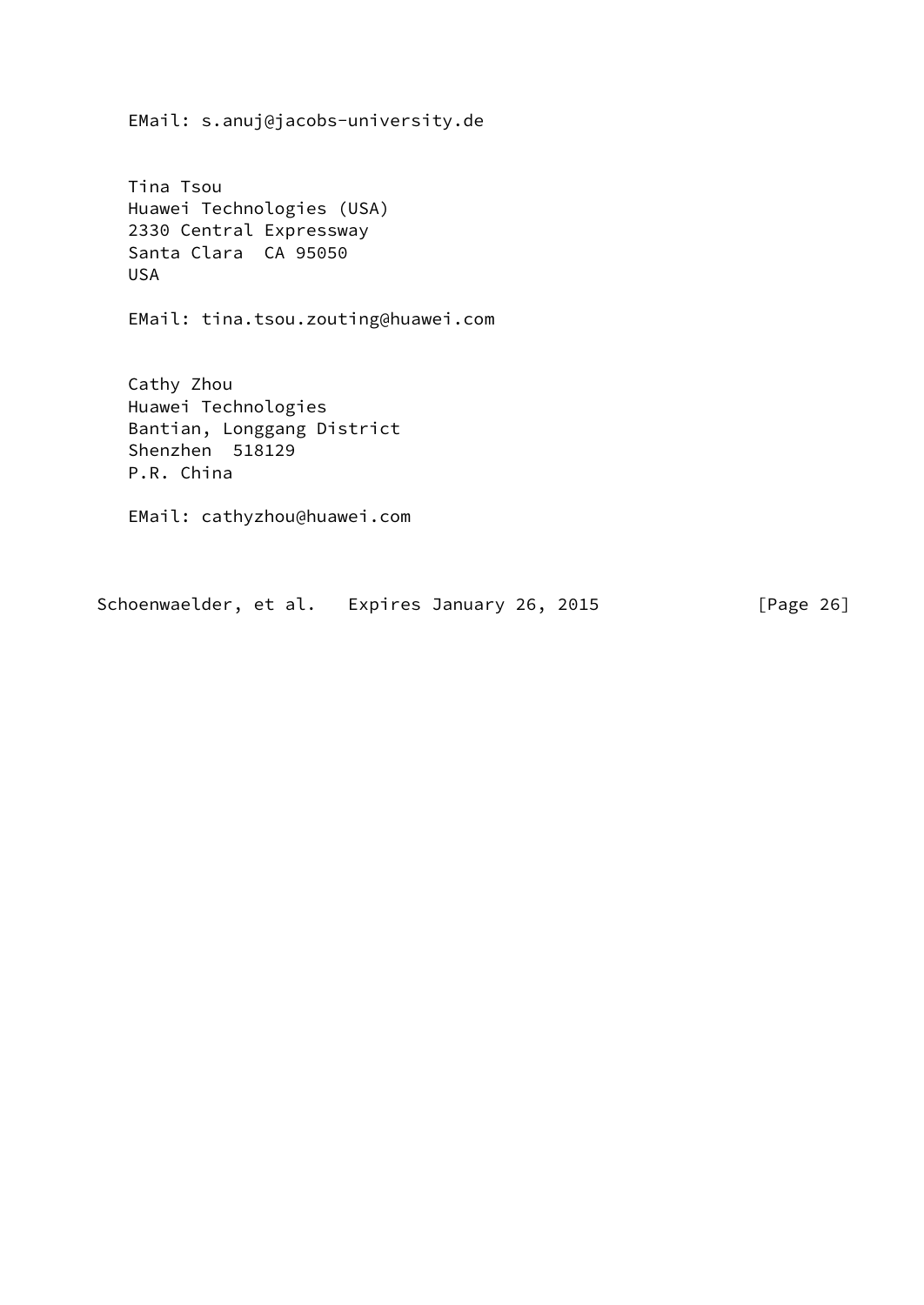EMail: s.anuj@jacobs-university.de

Tina Tsou
Huawei Technologies (USA)
2330 Central Expressway
Santa Clara  CA 95050
USA

EMail: tina.tsou.zouting@huawei.com

Cathy Zhou
Huawei Technologies
Bantian, Longgang District
Shenzhen  518129
P.R. China

EMail: cathyzhou@huawei.com